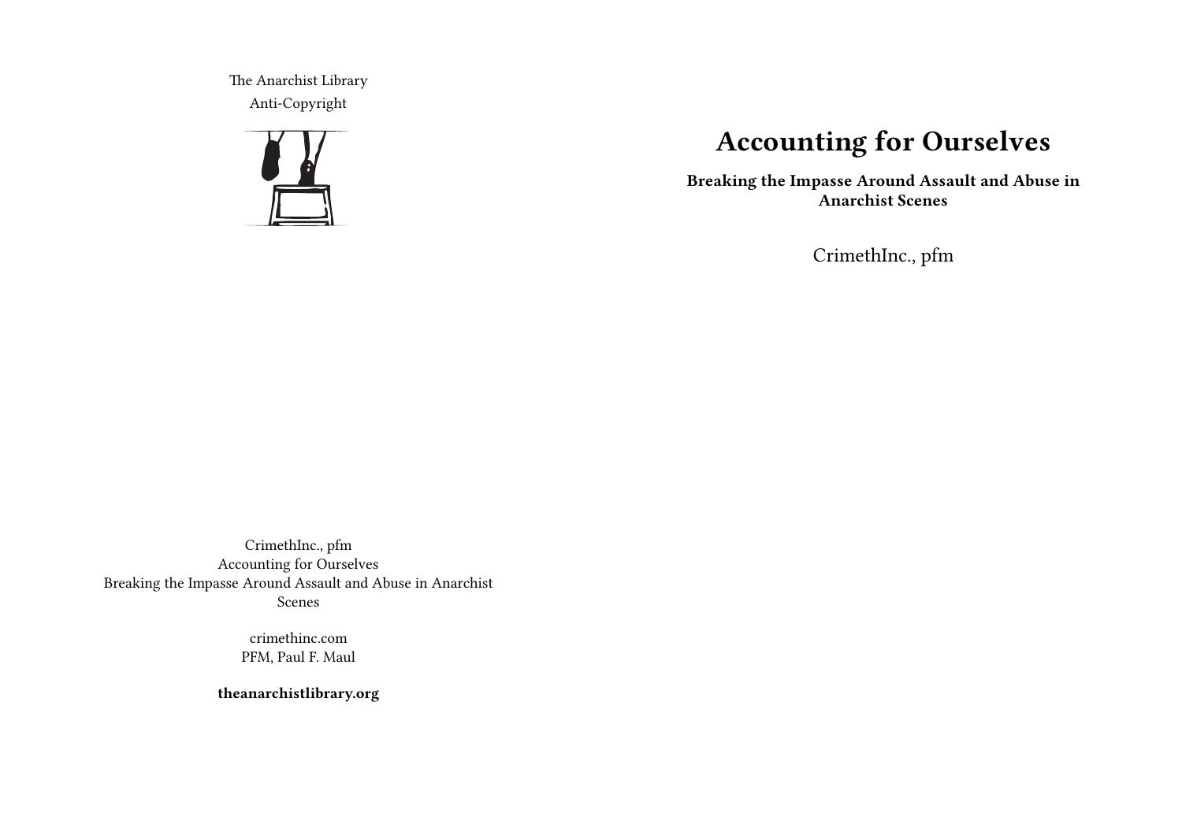The Anarchist Library
Anti-Copyright

# Accounting for Ourselves

**Breaking the Impasse Around Assault and Abuse in Anarchist Scenes**

CrimethInc., pfm

CrimethInc., pfm
Accounting for Ourselves
Breaking the Impasse Around Assault and Abuse in Anarchist Scenes

crimethinc.com
PFM, Paul F. Maul

**theanarchistlibrary.org**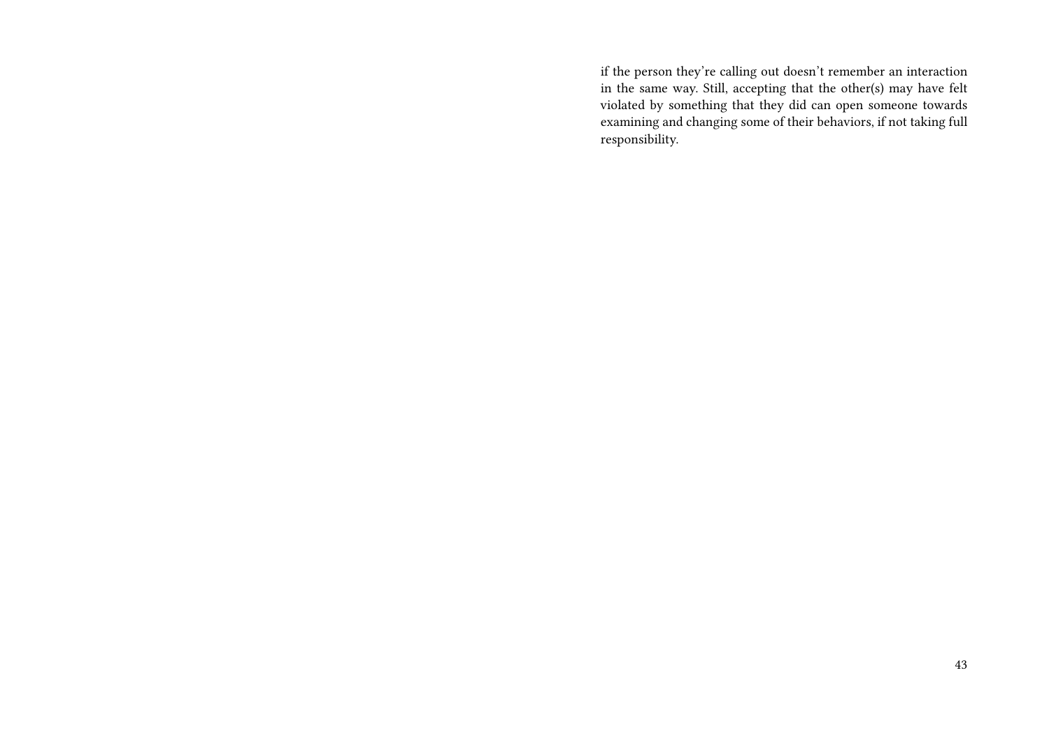if the person they're calling out doesn't remember an interaction in the same way. Still, accepting that the other(s) may have felt violated by something that they did can open someone towards examining and changing some of their behaviors, if not taking full responsibility.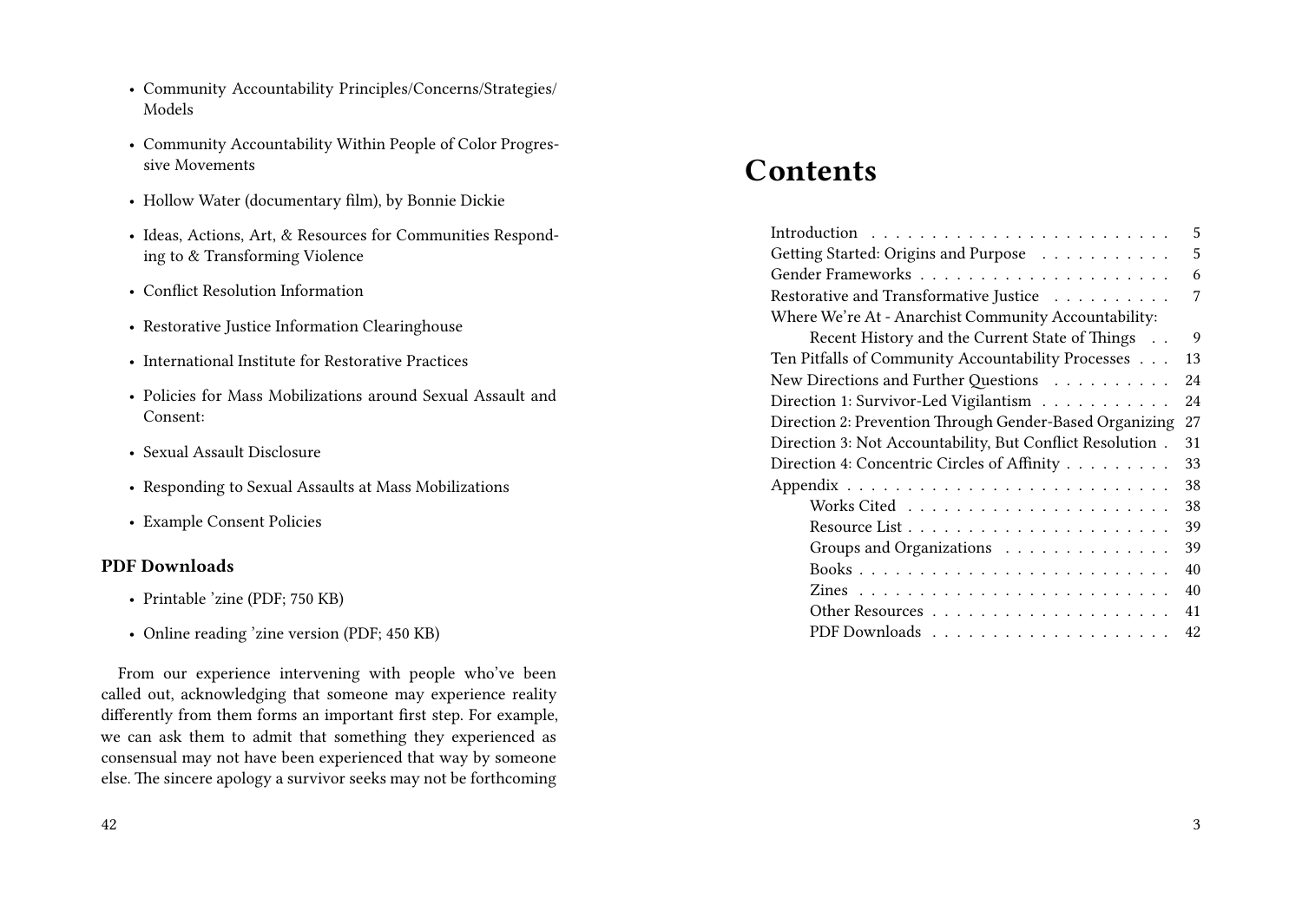- Community Accountability Principles/Concerns/Strategies/Models
- Community Accountability Within People of Color Progressive Movements
- Hollow Water (documentary film), by Bonnie Dickie
- Ideas, Actions, Art, & Resources for Communities Responding to & Transforming Violence
- Conflict Resolution Information
- Restorative Justice Information Clearinghouse
- International Institute for Restorative Practices
- Policies for Mass Mobilizations around Sexual Assault and Consent:
- Sexual Assault Disclosure
- Responding to Sexual Assaults at Mass Mobilizations
- Example Consent Policies

### PDF Downloads

- Printable 'zine (PDF; 750 KB)
- Online reading 'zine version (PDF; 450 KB)

From our experience intervening with people who've been called out, acknowledging that someone may experience reality differently from them forms an important first step. For example, we can ask them to admit that something they experienced as consensual may not have been experienced that way by someone else. The sincere apology a survivor seeks may not be forthcoming

# Contents

- Introduction . . . 5
- Getting Started: Origins and Purpose . . . 5
- Gender Frameworks . . . 6
- Restorative and Transformative Justice . . . 7
- Where We're At - Anarchist Community Accountability: Recent History and the Current State of Things . . . 9
- Ten Pitfalls of Community Accountability Processes . . . 13
- New Directions and Further Questions . . . 24
- Direction 1: Survivor-Led Vigilantism . . . 24
- Direction 2: Prevention Through Gender-Based Organizing . . . 27
- Direction 3: Not Accountability, But Conflict Resolution . . . 31
- Direction 4: Concentric Circles of Affinity . . . 33
- Appendix . . . 38
  - Works Cited . . . 38
  - Resource List . . . 39
  - Groups and Organizations . . . 39
  - Books . . . 40
  - Zines . . . 40
  - Other Resources . . . 41
  - PDF Downloads . . . 42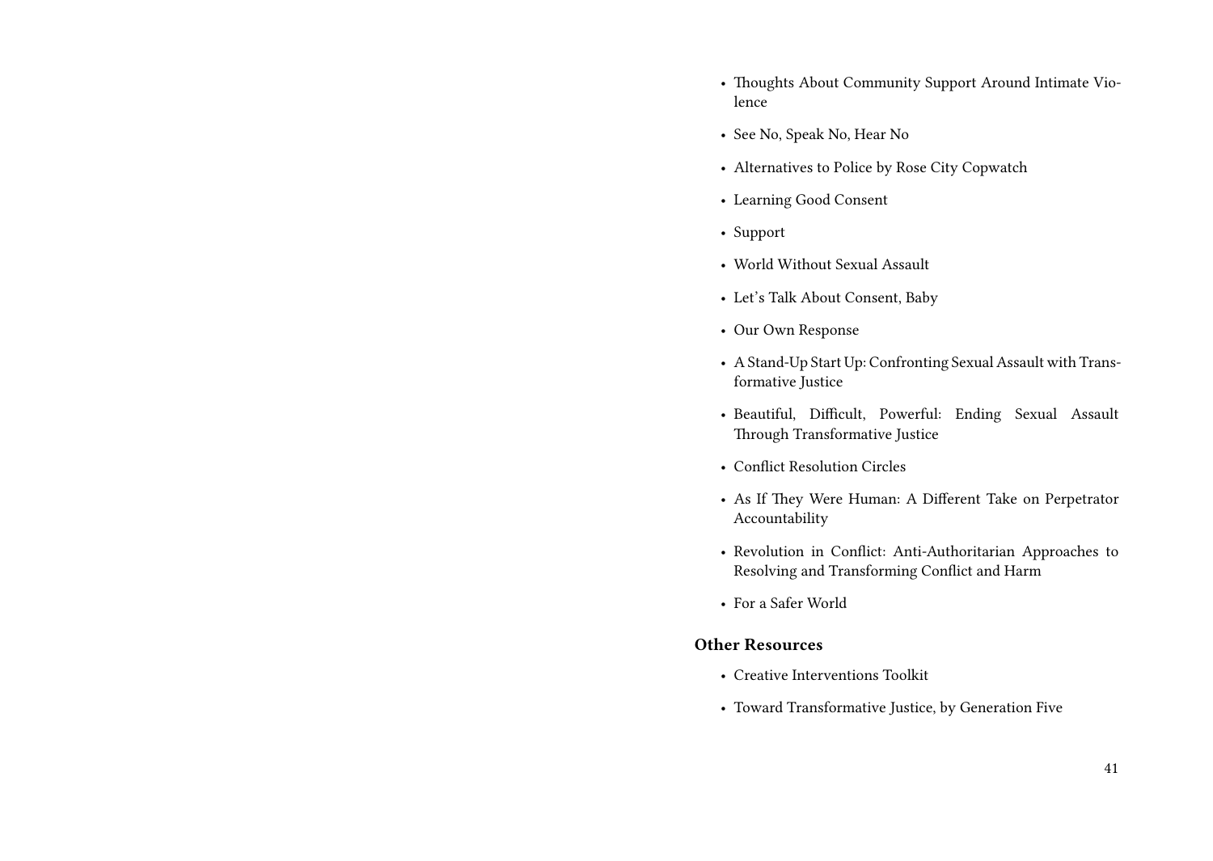- Thoughts About Community Support Around Intimate Violence
- See No, Speak No, Hear No
- Alternatives to Police by Rose City Copwatch
- Learning Good Consent
- Support
- World Without Sexual Assault
- Let's Talk About Consent, Baby
- Our Own Response
- A Stand-Up Start Up: Confronting Sexual Assault with Transformative Justice
- Beautiful, Difficult, Powerful: Ending Sexual Assault Through Transformative Justice
- Conflict Resolution Circles
- As If They Were Human: A Different Take on Perpetrator Accountability
- Revolution in Conflict: Anti-Authoritarian Approaches to Resolving and Transforming Conflict and Harm
- For a Safer World

**Other Resources**

- Creative Interventions Toolkit
- Toward Transformative Justice, by Generation Five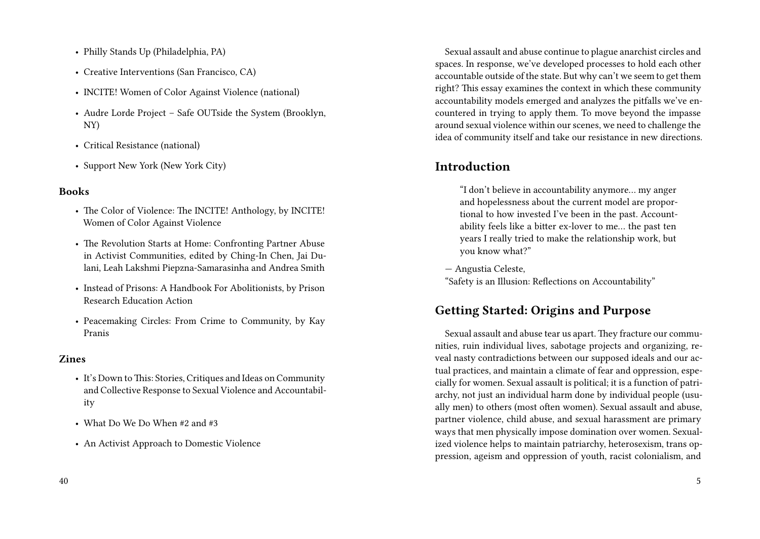- Philly Stands Up (Philadelphia, PA)
- Creative Interventions (San Francisco, CA)
- INCITE! Women of Color Against Violence (national)
- Audre Lorde Project – Safe OUTside the System (Brooklyn, NY)
- Critical Resistance (national)
- Support New York (New York City)

### Books

- The Color of Violence: The INCITE! Anthology, by INCITE! Women of Color Against Violence
- The Revolution Starts at Home: Confronting Partner Abuse in Activist Communities, edited by Ching-In Chen, Jai Dulani, Leah Lakshmi Piepzna-Samarasinha and Andrea Smith
- Instead of Prisons: A Handbook For Abolitionists, by Prison Research Education Action
- Peacemaking Circles: From Crime to Community, by Kay Pranis

### Zines

- It's Down to This: Stories, Critiques and Ideas on Community and Collective Response to Sexual Violence and Accountability
- What Do We Do When #2 and #3
- An Activist Approach to Domestic Violence

Sexual assault and abuse continue to plague anarchist circles and spaces. In response, we've developed processes to hold each other accountable outside of the state. But why can't we seem to get them right? This essay examines the context in which these community accountability models emerged and analyzes the pitfalls we've encountered in trying to apply them. To move beyond the impasse around sexual violence within our scenes, we need to challenge the idea of community itself and take our resistance in new directions.

## Introduction

> "I don't believe in accountability anymore… my anger and hopelessness about the current model are proportional to how invested I've been in the past. Accountability feels like a bitter ex-lover to me… the past ten years I really tried to make the relationship work, but you know what?"

— Angustia Celeste,
"Safety is an Illusion: Reflections on Accountability"

## Getting Started: Origins and Purpose

Sexual assault and abuse tear us apart. They fracture our communities, ruin individual lives, sabotage projects and organizing, reveal nasty contradictions between our supposed ideals and our actual practices, and maintain a climate of fear and oppression, especially for women. Sexual assault is political; it is a function of patriarchy, not just an individual harm done by individual people (usually men) to others (most often women). Sexual assault and abuse, partner violence, child abuse, and sexual harassment are primary ways that men physically impose domination over women. Sexualized violence helps to maintain patriarchy, heterosexism, trans oppression, ageism and oppression of youth, racist colonialism, and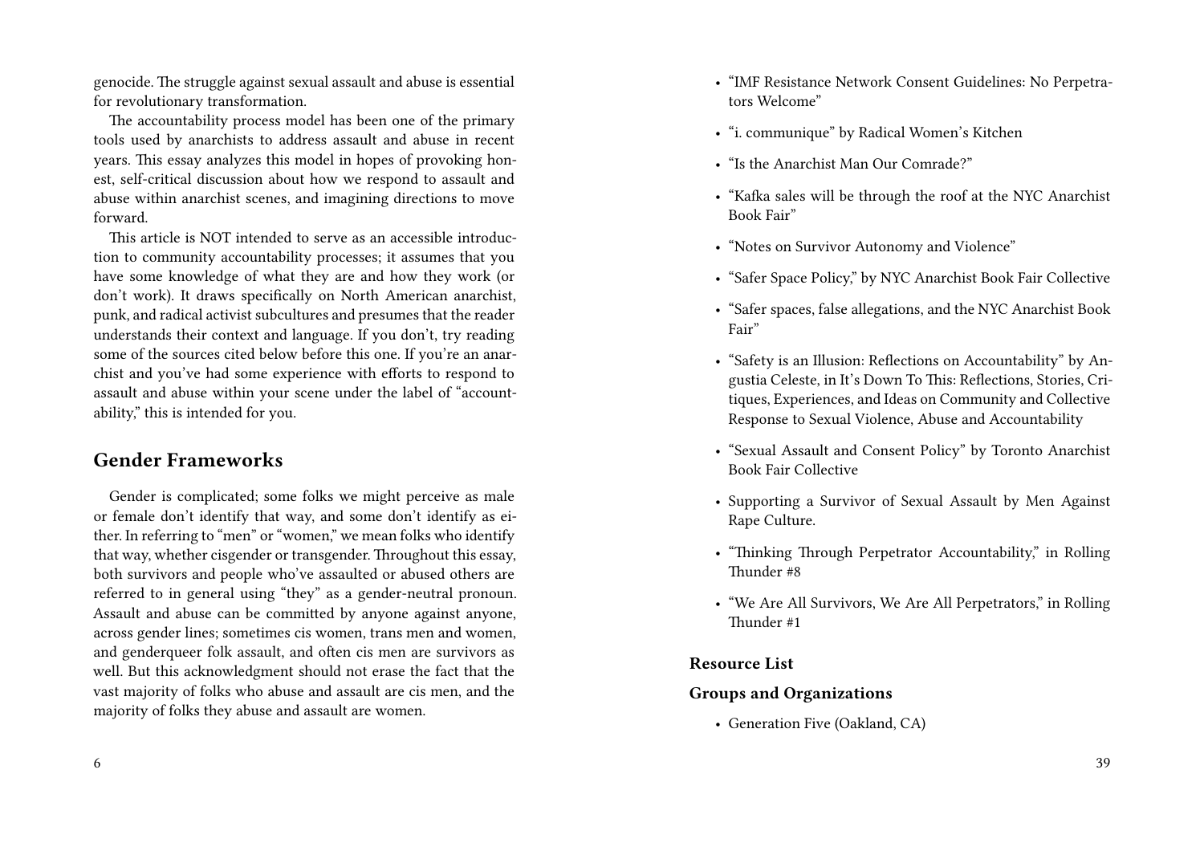genocide. The struggle against sexual assault and abuse is essential for revolutionary transformation.

The accountability process model has been one of the primary tools used by anarchists to address assault and abuse in recent years. This essay analyzes this model in hopes of provoking honest, self-critical discussion about how we respond to assault and abuse within anarchist scenes, and imagining directions to move forward.

This article is NOT intended to serve as an accessible introduction to community accountability processes; it assumes that you have some knowledge of what they are and how they work (or don't work). It draws specifically on North American anarchist, punk, and radical activist subcultures and presumes that the reader understands their context and language. If you don't, try reading some of the sources cited below before this one. If you're an anarchist and you've had some experience with efforts to respond to assault and abuse within your scene under the label of "accountability," this is intended for you.

## Gender Frameworks

Gender is complicated; some folks we might perceive as male or female don't identify that way, and some don't identify as either. In referring to "men" or "women," we mean folks who identify that way, whether cisgender or transgender. Throughout this essay, both survivors and people who've assaulted or abused others are referred to in general using "they" as a gender-neutral pronoun. Assault and abuse can be committed by anyone against anyone, across gender lines; sometimes cis women, trans men and women, and genderqueer folk assault, and often cis men are survivors as well. But this acknowledgment should not erase the fact that the vast majority of folks who abuse and assault are cis men, and the majority of folks they abuse and assault are women.

- "IMF Resistance Network Consent Guidelines: No Perpetrators Welcome"
- "i. communique" by Radical Women's Kitchen
- "Is the Anarchist Man Our Comrade?"
- "Kafka sales will be through the roof at the NYC Anarchist Book Fair"
- "Notes on Survivor Autonomy and Violence"
- "Safer Space Policy," by NYC Anarchist Book Fair Collective
- "Safer spaces, false allegations, and the NYC Anarchist Book Fair"
- "Safety is an Illusion: Reflections on Accountability" by Angustia Celeste, in It's Down To This: Reflections, Stories, Critiques, Experiences, and Ideas on Community and Collective Response to Sexual Violence, Abuse and Accountability
- "Sexual Assault and Consent Policy" by Toronto Anarchist Book Fair Collective
- Supporting a Survivor of Sexual Assault by Men Against Rape Culture.
- "Thinking Through Perpetrator Accountability," in Rolling Thunder #8
- "We Are All Survivors, We Are All Perpetrators," in Rolling Thunder #1

### Resource List

### Groups and Organizations

- Generation Five (Oakland, CA)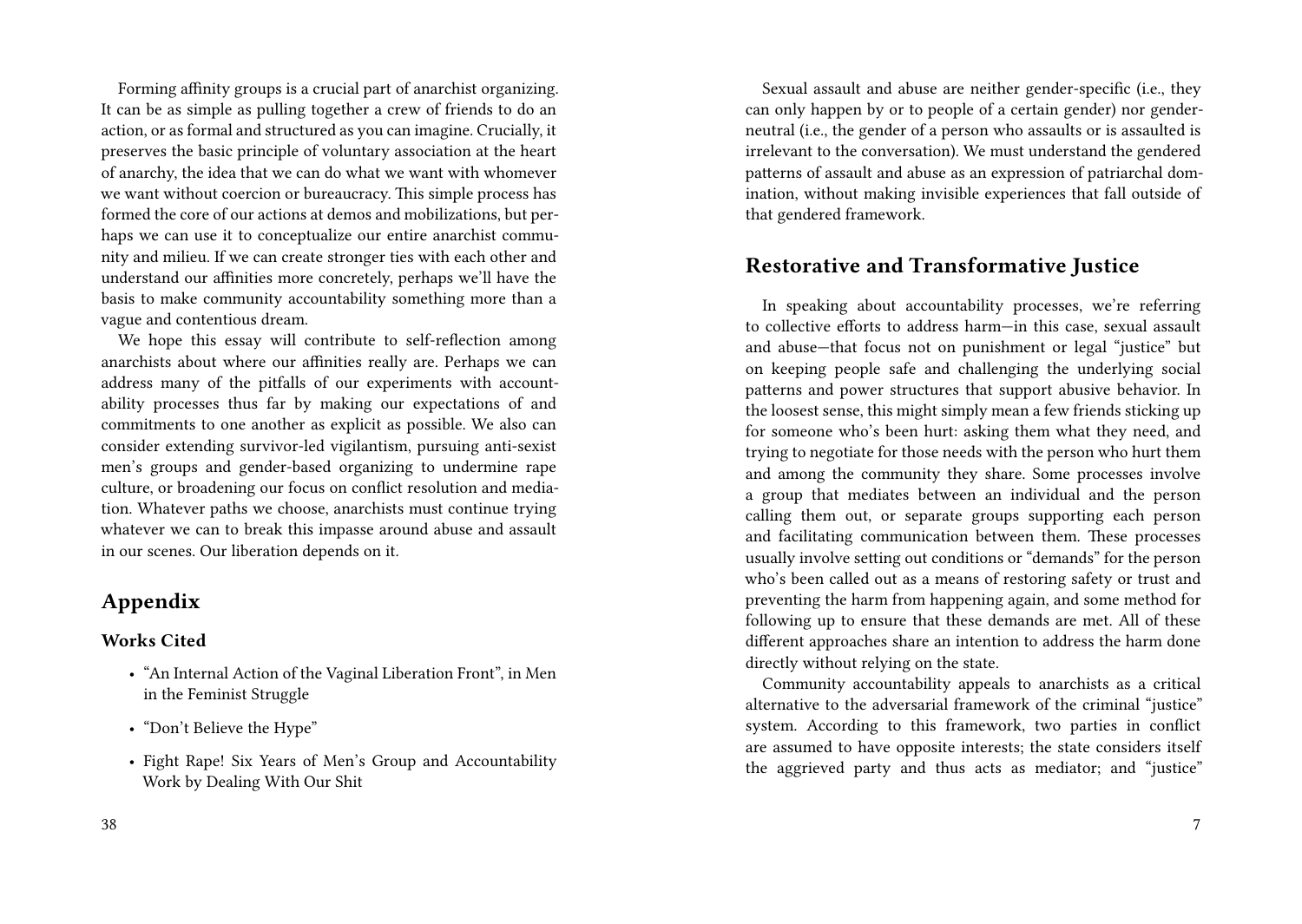Forming affinity groups is a crucial part of anarchist organizing. It can be as simple as pulling together a crew of friends to do an action, or as formal and structured as you can imagine. Crucially, it preserves the basic principle of voluntary association at the heart of anarchy, the idea that we can do what we want with whomever we want without coercion or bureaucracy. This simple process has formed the core of our actions at demos and mobilizations, but perhaps we can use it to conceptualize our entire anarchist community and milieu. If we can create stronger ties with each other and understand our affinities more concretely, perhaps we'll have the basis to make community accountability something more than a vague and contentious dream.

We hope this essay will contribute to self-reflection among anarchists about where our affinities really are. Perhaps we can address many of the pitfalls of our experiments with accountability processes thus far by making our expectations of and commitments to one another as explicit as possible. We also can consider extending survivor-led vigilantism, pursuing anti-sexist men's groups and gender-based organizing to undermine rape culture, or broadening our focus on conflict resolution and mediation. Whatever paths we choose, anarchists must continue trying whatever we can to break this impasse around abuse and assault in our scenes. Our liberation depends on it.

## Appendix

### Works Cited

- "An Internal Action of the Vaginal Liberation Front", in Men in the Feminist Struggle
- "Don't Believe the Hype"
- Fight Rape! Six Years of Men's Group and Accountability Work by Dealing With Our Shit

Sexual assault and abuse are neither gender-specific (i.e., they can only happen by or to people of a certain gender) nor gender-neutral (i.e., the gender of a person who assaults or is assaulted is irrelevant to the conversation). We must understand the gendered patterns of assault and abuse as an expression of patriarchal domination, without making invisible experiences that fall outside of that gendered framework.

## Restorative and Transformative Justice

In speaking about accountability processes, we're referring to collective efforts to address harm—in this case, sexual assault and abuse—that focus not on punishment or legal "justice" but on keeping people safe and challenging the underlying social patterns and power structures that support abusive behavior. In the loosest sense, this might simply mean a few friends sticking up for someone who's been hurt: asking them what they need, and trying to negotiate for those needs with the person who hurt them and among the community they share. Some processes involve a group that mediates between an individual and the person calling them out, or separate groups supporting each person and facilitating communication between them. These processes usually involve setting out conditions or "demands" for the person who's been called out as a means of restoring safety or trust and preventing the harm from happening again, and some method for following up to ensure that these demands are met. All of these different approaches share an intention to address the harm done directly without relying on the state.

Community accountability appeals to anarchists as a critical alternative to the adversarial framework of the criminal "justice" system. According to this framework, two parties in conflict are assumed to have opposite interests; the state considers itself the aggrieved party and thus acts as mediator; and "justice"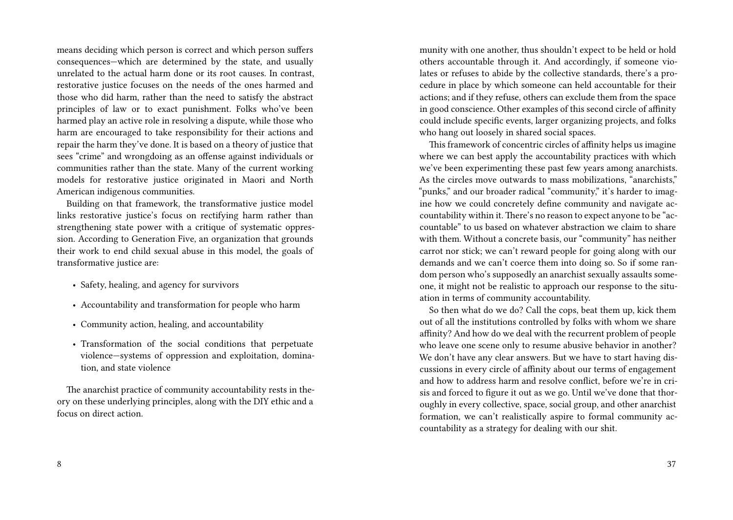means deciding which person is correct and which person suffers consequences—which are determined by the state, and usually unrelated to the actual harm done or its root causes. In contrast, restorative justice focuses on the needs of the ones harmed and those who did harm, rather than the need to satisfy the abstract principles of law or to exact punishment. Folks who've been harmed play an active role in resolving a dispute, while those who harm are encouraged to take responsibility for their actions and repair the harm they've done. It is based on a theory of justice that sees "crime" and wrongdoing as an offense against individuals or communities rather than the state. Many of the current working models for restorative justice originated in Maori and North American indigenous communities.

Building on that framework, the transformative justice model links restorative justice's focus on rectifying harm rather than strengthening state power with a critique of systematic oppression. According to Generation Five, an organization that grounds their work to end child sexual abuse in this model, the goals of transformative justice are:

- Safety, healing, and agency for survivors
- Accountability and transformation for people who harm
- Community action, healing, and accountability
- Transformation of the social conditions that perpetuate violence—systems of oppression and exploitation, domination, and state violence

The anarchist practice of community accountability rests in theory on these underlying principles, along with the DIY ethic and a focus on direct action.

munity with one another, thus shouldn't expect to be held or hold others accountable through it. And accordingly, if someone violates or refuses to abide by the collective standards, there's a procedure in place by which someone can held accountable for their actions; and if they refuse, others can exclude them from the space in good conscience. Other examples of this second circle of affinity could include specific events, larger organizing projects, and folks who hang out loosely in shared social spaces.

This framework of concentric circles of affinity helps us imagine where we can best apply the accountability practices with which we've been experimenting these past few years among anarchists. As the circles move outwards to mass mobilizations, "anarchists," "punks," and our broader radical "community," it's harder to imagine how we could concretely define community and navigate accountability within it. There's no reason to expect anyone to be "accountable" to us based on whatever abstraction we claim to share with them. Without a concrete basis, our "community" has neither carrot nor stick; we can't reward people for going along with our demands and we can't coerce them into doing so. So if some random person who's supposedly an anarchist sexually assaults someone, it might not be realistic to approach our response to the situation in terms of community accountability.

So then what do we do? Call the cops, beat them up, kick them out of all the institutions controlled by folks with whom we share affinity? And how do we deal with the recurrent problem of people who leave one scene only to resume abusive behavior in another? We don't have any clear answers. But we have to start having discussions in every circle of affinity about our terms of engagement and how to address harm and resolve conflict, before we're in crisis and forced to figure it out as we go. Until we've done that thoroughly in every collective, space, social group, and other anarchist formation, we can't realistically aspire to formal community accountability as a strategy for dealing with our shit.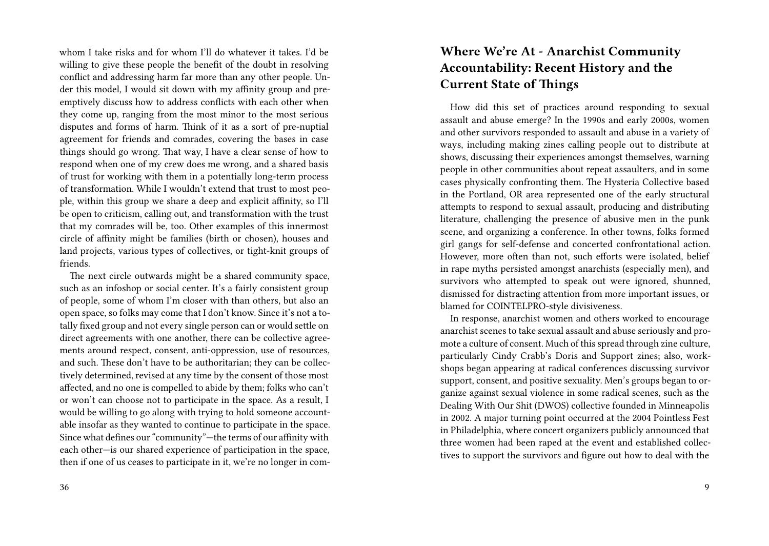whom I take risks and for whom I'll do whatever it takes. I'd be willing to give these people the benefit of the doubt in resolving conflict and addressing harm far more than any other people. Under this model, I would sit down with my affinity group and preemptively discuss how to address conflicts with each other when they come up, ranging from the most minor to the most serious disputes and forms of harm. Think of it as a sort of pre-nuptial agreement for friends and comrades, covering the bases in case things should go wrong. That way, I have a clear sense of how to respond when one of my crew does me wrong, and a shared basis of trust for working with them in a potentially long-term process of transformation. While I wouldn't extend that trust to most people, within this group we share a deep and explicit affinity, so I'll be open to criticism, calling out, and transformation with the trust that my comrades will be, too. Other examples of this innermost circle of affinity might be families (birth or chosen), houses and land projects, various types of collectives, or tight-knit groups of friends.

The next circle outwards might be a shared community space, such as an infoshop or social center. It's a fairly consistent group of people, some of whom I'm closer with than others, but also an open space, so folks may come that I don't know. Since it's not a totally fixed group and not every single person can or would settle on direct agreements with one another, there can be collective agreements around respect, consent, anti-oppression, use of resources, and such. These don't have to be authoritarian; they can be collectively determined, revised at any time by the consent of those most affected, and no one is compelled to abide by them; folks who can't or won't can choose not to participate in the space. As a result, I would be willing to go along with trying to hold someone accountable insofar as they wanted to continue to participate in the space. Since what defines our "community"—the terms of our affinity with each other—is our shared experience of participation in the space, then if one of us ceases to participate in it, we're no longer in com-

## Where We're At - Anarchist Community Accountability: Recent History and the Current State of Things

How did this set of practices around responding to sexual assault and abuse emerge? In the 1990s and early 2000s, women and other survivors responded to assault and abuse in a variety of ways, including making zines calling people out to distribute at shows, discussing their experiences amongst themselves, warning people in other communities about repeat assaulters, and in some cases physically confronting them. The Hysteria Collective based in the Portland, OR area represented one of the early structural attempts to respond to sexual assault, producing and distributing literature, challenging the presence of abusive men in the punk scene, and organizing a conference. In other towns, folks formed girl gangs for self-defense and concerted confrontational action. However, more often than not, such efforts were isolated, belief in rape myths persisted amongst anarchists (especially men), and survivors who attempted to speak out were ignored, shunned, dismissed for distracting attention from more important issues, or blamed for COINTELPRO-style divisiveness.

In response, anarchist women and others worked to encourage anarchist scenes to take sexual assault and abuse seriously and promote a culture of consent. Much of this spread through zine culture, particularly Cindy Crabb's Doris and Support zines; also, workshops began appearing at radical conferences discussing survivor support, consent, and positive sexuality. Men's groups began to organize against sexual violence in some radical scenes, such as the Dealing With Our Shit (DWOS) collective founded in Minneapolis in 2002. A major turning point occurred at the 2004 Pointless Fest in Philadelphia, where concert organizers publicly announced that three women had been raped at the event and established collectives to support the survivors and figure out how to deal with the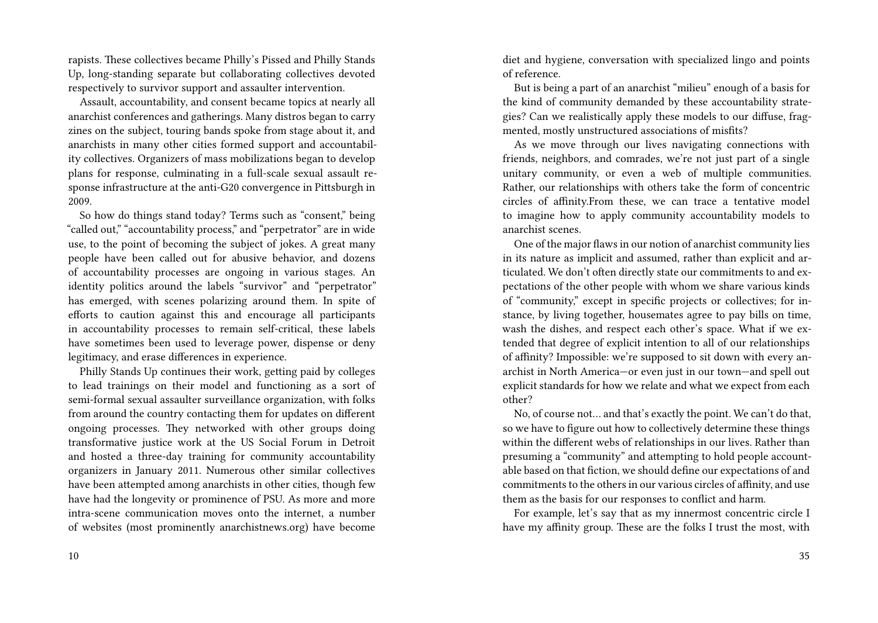rapists. These collectives became Philly's Pissed and Philly Stands Up, long-standing separate but collaborating collectives devoted respectively to survivor support and assaulter intervention.

Assault, accountability, and consent became topics at nearly all anarchist conferences and gatherings. Many distros began to carry zines on the subject, touring bands spoke from stage about it, and anarchists in many other cities formed support and accountability collectives. Organizers of mass mobilizations began to develop plans for response, culminating in a full-scale sexual assault response infrastructure at the anti-G20 convergence in Pittsburgh in 2009.

So how do things stand today? Terms such as "consent," being "called out," "accountability process," and "perpetrator" are in wide use, to the point of becoming the subject of jokes. A great many people have been called out for abusive behavior, and dozens of accountability processes are ongoing in various stages. An identity politics around the labels "survivor" and "perpetrator" has emerged, with scenes polarizing around them. In spite of efforts to caution against this and encourage all participants in accountability processes to remain self-critical, these labels have sometimes been used to leverage power, dispense or deny legitimacy, and erase differences in experience.

Philly Stands Up continues their work, getting paid by colleges to lead trainings on their model and functioning as a sort of semi-formal sexual assaulter surveillance organization, with folks from around the country contacting them for updates on different ongoing processes. They networked with other groups doing transformative justice work at the US Social Forum in Detroit and hosted a three-day training for community accountability organizers in January 2011. Numerous other similar collectives have been attempted among anarchists in other cities, though few have had the longevity or prominence of PSU. As more and more intra-scene communication moves onto the internet, a number of websites (most prominently anarchistnews.org) have become

diet and hygiene, conversation with specialized lingo and points of reference.

But is being a part of an anarchist "milieu" enough of a basis for the kind of community demanded by these accountability strategies? Can we realistically apply these models to our diffuse, fragmented, mostly unstructured associations of misfits?

As we move through our lives navigating connections with friends, neighbors, and comrades, we're not just part of a single unitary community, or even a web of multiple communities. Rather, our relationships with others take the form of concentric circles of affinity.From these, we can trace a tentative model to imagine how to apply community accountability models to anarchist scenes.

One of the major flaws in our notion of anarchist community lies in its nature as implicit and assumed, rather than explicit and articulated. We don't often directly state our commitments to and expectations of the other people with whom we share various kinds of "community," except in specific projects or collectives; for instance, by living together, housemates agree to pay bills on time, wash the dishes, and respect each other's space. What if we extended that degree of explicit intention to all of our relationships of affinity? Impossible: we're supposed to sit down with every anarchist in North America—or even just in our town—and spell out explicit standards for how we relate and what we expect from each other?

No, of course not… and that's exactly the point. We can't do that, so we have to figure out how to collectively determine these things within the different webs of relationships in our lives. Rather than presuming a "community" and attempting to hold people accountable based on that fiction, we should define our expectations of and commitments to the others in our various circles of affinity, and use them as the basis for our responses to conflict and harm.

For example, let's say that as my innermost concentric circle I have my affinity group. These are the folks I trust the most, with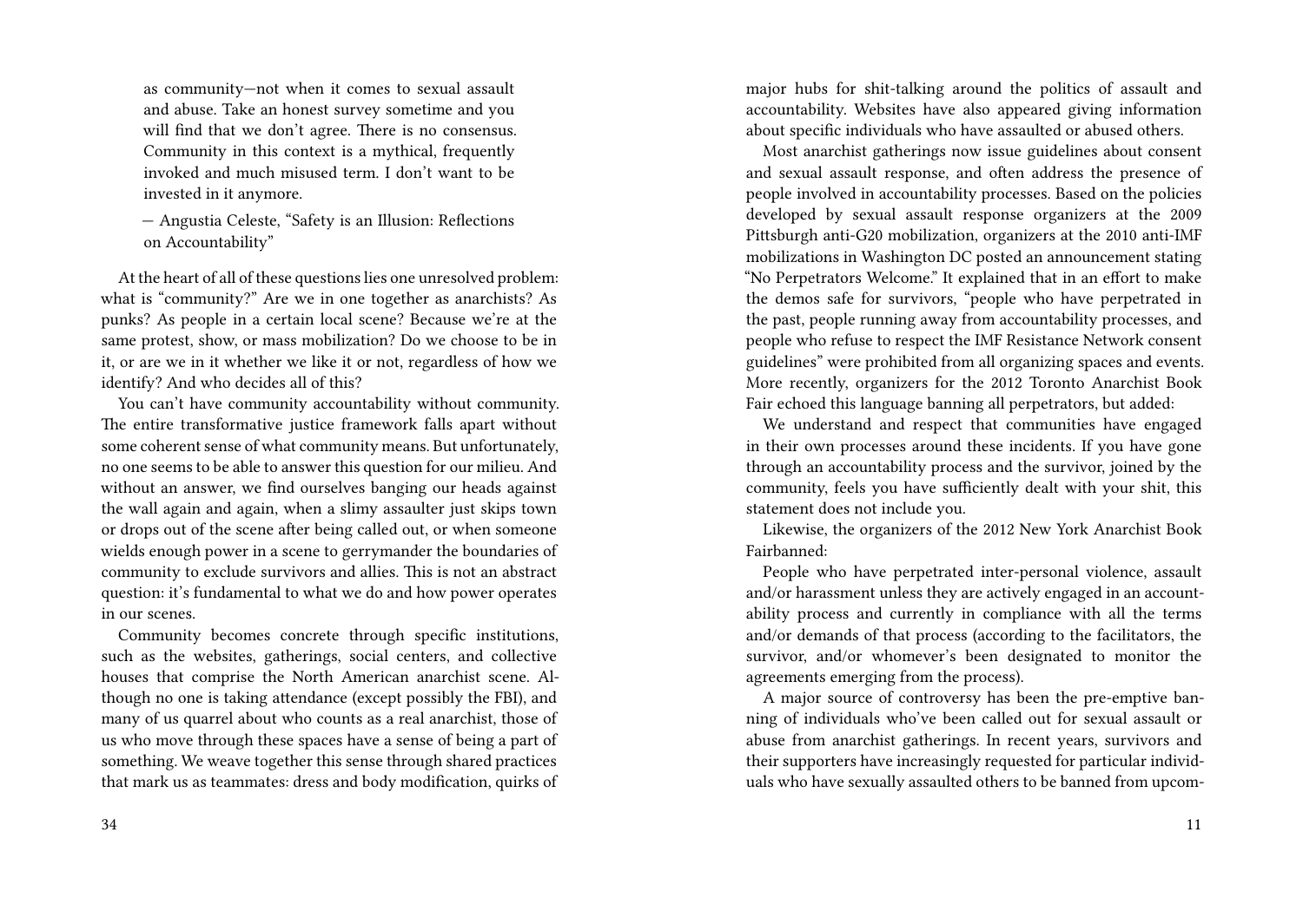as community—not when it comes to sexual assault and abuse. Take an honest survey sometime and you will find that we don't agree. There is no consensus. Community in this context is a mythical, frequently invoked and much misused term. I don't want to be invested in it anymore.

— Angustia Celeste, "Safety is an Illusion: Reflections on Accountability"

At the heart of all of these questions lies one unresolved problem: what is "community?" Are we in one together as anarchists? As punks? As people in a certain local scene? Because we're at the same protest, show, or mass mobilization? Do we choose to be in it, or are we in it whether we like it or not, regardless of how we identify? And who decides all of this?

You can't have community accountability without community. The entire transformative justice framework falls apart without some coherent sense of what community means. But unfortunately, no one seems to be able to answer this question for our milieu. And without an answer, we find ourselves banging our heads against the wall again and again, when a slimy assaulter just skips town or drops out of the scene after being called out, or when someone wields enough power in a scene to gerrymander the boundaries of community to exclude survivors and allies. This is not an abstract question: it's fundamental to what we do and how power operates in our scenes.

Community becomes concrete through specific institutions, such as the websites, gatherings, social centers, and collective houses that comprise the North American anarchist scene. Although no one is taking attendance (except possibly the FBI), and many of us quarrel about who counts as a real anarchist, those of us who move through these spaces have a sense of being a part of something. We weave together this sense through shared practices that mark us as teammates: dress and body modification, quirks of

major hubs for shit-talking around the politics of assault and accountability. Websites have also appeared giving information about specific individuals who have assaulted or abused others.

Most anarchist gatherings now issue guidelines about consent and sexual assault response, and often address the presence of people involved in accountability processes. Based on the policies developed by sexual assault response organizers at the 2009 Pittsburgh anti-G20 mobilization, organizers at the 2010 anti-IMF mobilizations in Washington DC posted an announcement stating "No Perpetrators Welcome." It explained that in an effort to make the demos safe for survivors, "people who have perpetrated in the past, people running away from accountability processes, and people who refuse to respect the IMF Resistance Network consent guidelines" were prohibited from all organizing spaces and events. More recently, organizers for the 2012 Toronto Anarchist Book Fair echoed this language banning all perpetrators, but added:

We understand and respect that communities have engaged in their own processes around these incidents. If you have gone through an accountability process and the survivor, joined by the community, feels you have sufficiently dealt with your shit, this statement does not include you.

Likewise, the organizers of the 2012 New York Anarchist Book Fairbanned:

People who have perpetrated inter-personal violence, assault and/or harassment unless they are actively engaged in an accountability process and currently in compliance with all the terms and/or demands of that process (according to the facilitators, the survivor, and/or whomever's been designated to monitor the agreements emerging from the process).

A major source of controversy has been the pre-emptive banning of individuals who've been called out for sexual assault or abuse from anarchist gatherings. In recent years, survivors and their supporters have increasingly requested for particular individuals who have sexually assaulted others to be banned from upcom-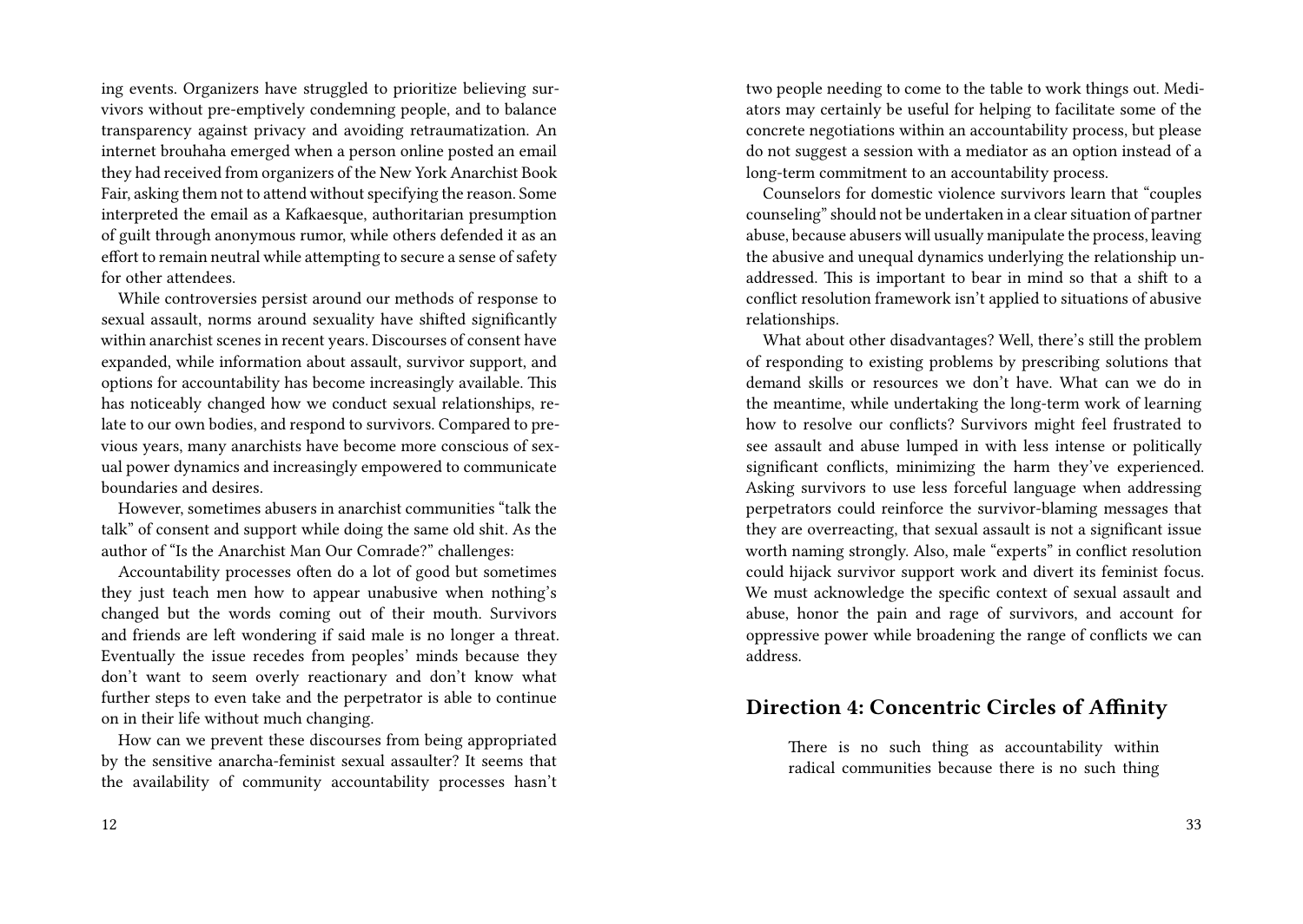ing events. Organizers have struggled to prioritize believing survivors without pre-emptively condemning people, and to balance transparency against privacy and avoiding retraumatization. An internet brouhaha emerged when a person online posted an email they had received from organizers of the New York Anarchist Book Fair, asking them not to attend without specifying the reason. Some interpreted the email as a Kafkaesque, authoritarian presumption of guilt through anonymous rumor, while others defended it as an effort to remain neutral while attempting to secure a sense of safety for other attendees.

While controversies persist around our methods of response to sexual assault, norms around sexuality have shifted significantly within anarchist scenes in recent years. Discourses of consent have expanded, while information about assault, survivor support, and options for accountability has become increasingly available. This has noticeably changed how we conduct sexual relationships, relate to our own bodies, and respond to survivors. Compared to previous years, many anarchists have become more conscious of sexual power dynamics and increasingly empowered to communicate boundaries and desires.

However, sometimes abusers in anarchist communities "talk the talk" of consent and support while doing the same old shit. As the author of "Is the Anarchist Man Our Comrade?" challenges:

Accountability processes often do a lot of good but sometimes they just teach men how to appear unabusive when nothing's changed but the words coming out of their mouth. Survivors and friends are left wondering if said male is no longer a threat. Eventually the issue recedes from peoples' minds because they don't want to seem overly reactionary and don't know what further steps to even take and the perpetrator is able to continue on in their life without much changing.

How can we prevent these discourses from being appropriated by the sensitive anarcha-feminist sexual assaulter? It seems that the availability of community accountability processes hasn't

two people needing to come to the table to work things out. Mediators may certainly be useful for helping to facilitate some of the concrete negotiations within an accountability process, but please do not suggest a session with a mediator as an option instead of a long-term commitment to an accountability process.

Counselors for domestic violence survivors learn that "couples counseling" should not be undertaken in a clear situation of partner abuse, because abusers will usually manipulate the process, leaving the abusive and unequal dynamics underlying the relationship unaddressed. This is important to bear in mind so that a shift to a conflict resolution framework isn't applied to situations of abusive relationships.

What about other disadvantages? Well, there's still the problem of responding to existing problems by prescribing solutions that demand skills or resources we don't have. What can we do in the meantime, while undertaking the long-term work of learning how to resolve our conflicts? Survivors might feel frustrated to see assault and abuse lumped in with less intense or politically significant conflicts, minimizing the harm they've experienced. Asking survivors to use less forceful language when addressing perpetrators could reinforce the survivor-blaming messages that they are overreacting, that sexual assault is not a significant issue worth naming strongly. Also, male "experts" in conflict resolution could hijack survivor support work and divert its feminist focus. We must acknowledge the specific context of sexual assault and abuse, honor the pain and rage of survivors, and account for oppressive power while broadening the range of conflicts we can address.

## Direction 4: Concentric Circles of Affinity

> There is no such thing as accountability within radical communities because there is no such thing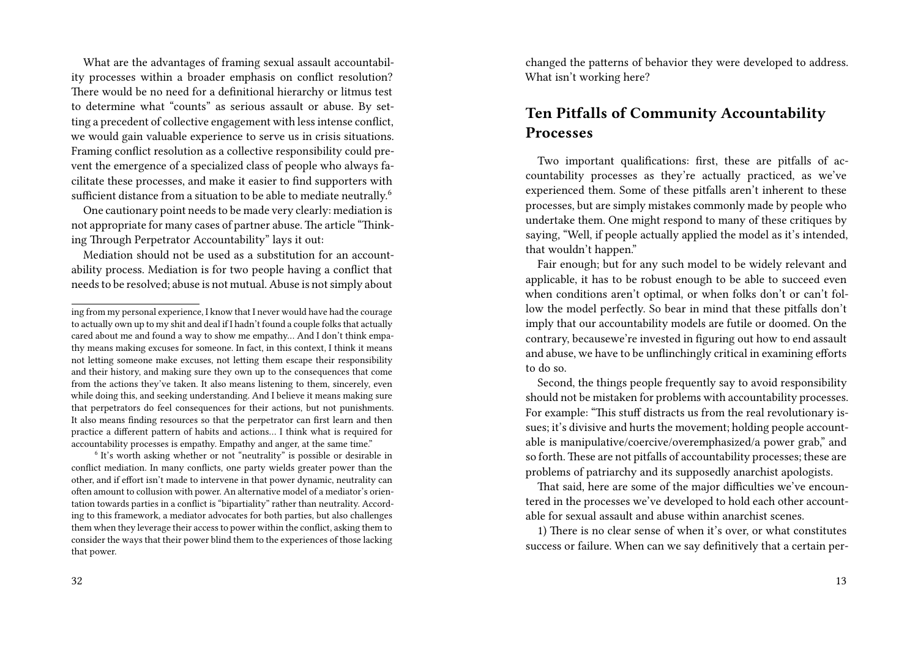What are the advantages of framing sexual assault accountability processes within a broader emphasis on conflict resolution? There would be no need for a definitional hierarchy or litmus test to determine what "counts" as serious assault or abuse. By setting a precedent of collective engagement with less intense conflict, we would gain valuable experience to serve us in crisis situations. Framing conflict resolution as a collective responsibility could prevent the emergence of a specialized class of people who always facilitate these processes, and make it easier to find supporters with sufficient distance from a situation to be able to mediate neutrally.[6]

One cautionary point needs to be made very clearly: mediation is not appropriate for many cases of partner abuse. The article "Thinking Through Perpetrator Accountability" lays it out:

Mediation should not be used as a substitution for an accountability process. Mediation is for two people having a conflict that needs to be resolved; abuse is not mutual. Abuse is not simply about

ing from my personal experience, I know that I never would have had the courage to actually own up to my shit and deal if I hadn't found a couple folks that actually cared about me and found a way to show me empathy… And I don't think empathy means making excuses for someone. In fact, in this context, I think it means not letting someone make excuses, not letting them escape their responsibility and their history, and making sure they own up to the consequences that come from the actions they've taken. It also means listening to them, sincerely, even while doing this, and seeking understanding. And I believe it means making sure that perpetrators do feel consequences for their actions, but not punishments. It also means finding resources so that the perpetrator can first learn and then practice a different pattern of habits and actions… I think what is required for accountability processes is empathy. Empathy and anger, at the same time."

[6] It's worth asking whether or not "neutrality" is possible or desirable in conflict mediation. In many conflicts, one party wields greater power than the other, and if effort isn't made to intervene in that power dynamic, neutrality can often amount to collusion with power. An alternative model of a mediator's orientation towards parties in a conflict is "bipartiality" rather than neutrality. According to this framework, a mediator advocates for both parties, but also challenges them when they leverage their access to power within the conflict, asking them to consider the ways that their power blind them to the experiences of those lacking that power.

changed the patterns of behavior they were developed to address. What isn't working here?

## Ten Pitfalls of Community Accountability Processes

Two important qualifications: first, these are pitfalls of accountability processes as they're actually practiced, as we've experienced them. Some of these pitfalls aren't inherent to these processes, but are simply mistakes commonly made by people who undertake them. One might respond to many of these critiques by saying, "Well, if people actually applied the model as it's intended, that wouldn't happen."

Fair enough; but for any such model to be widely relevant and applicable, it has to be robust enough to be able to succeed even when conditions aren't optimal, or when folks don't or can't follow the model perfectly. So bear in mind that these pitfalls don't imply that our accountability models are futile or doomed. On the contrary, becausewe're invested in figuring out how to end assault and abuse, we have to be unflinchingly critical in examining efforts to do so.

Second, the things people frequently say to avoid responsibility should not be mistaken for problems with accountability processes. For example: "This stuff distracts us from the real revolutionary issues; it's divisive and hurts the movement; holding people accountable is manipulative/coercive/overemphasized/a power grab," and so forth. These are not pitfalls of accountability processes; these are problems of patriarchy and its supposedly anarchist apologists.

That said, here are some of the major difficulties we've encountered in the processes we've developed to hold each other accountable for sexual assault and abuse within anarchist scenes.

1) There is no clear sense of when it's over, or what constitutes success or failure. When can we say definitively that a certain per-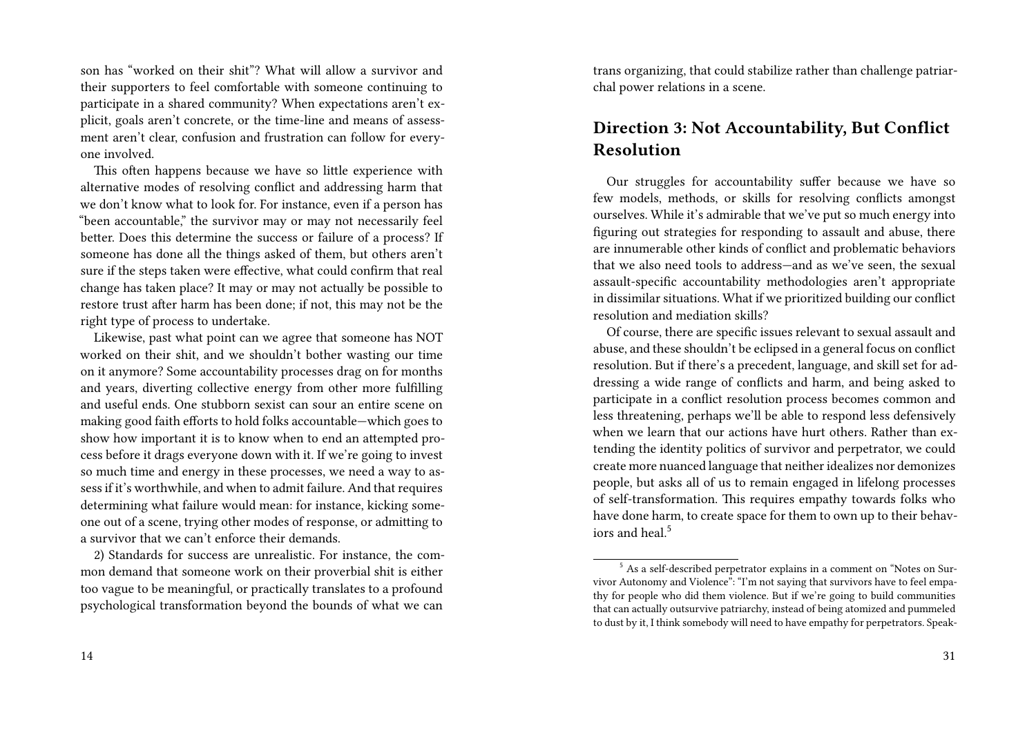son has "worked on their shit"? What will allow a survivor and their supporters to feel comfortable with someone continuing to participate in a shared community? When expectations aren't explicit, goals aren't concrete, or the time-line and means of assessment aren't clear, confusion and frustration can follow for everyone involved.

This often happens because we have so little experience with alternative modes of resolving conflict and addressing harm that we don't know what to look for. For instance, even if a person has "been accountable," the survivor may or may not necessarily feel better. Does this determine the success or failure of a process? If someone has done all the things asked of them, but others aren't sure if the steps taken were effective, what could confirm that real change has taken place? It may or may not actually be possible to restore trust after harm has been done; if not, this may not be the right type of process to undertake.

Likewise, past what point can we agree that someone has NOT worked on their shit, and we shouldn't bother wasting our time on it anymore? Some accountability processes drag on for months and years, diverting collective energy from other more fulfilling and useful ends. One stubborn sexist can sour an entire scene on making good faith efforts to hold folks accountable—which goes to show how important it is to know when to end an attempted process before it drags everyone down with it. If we're going to invest so much time and energy in these processes, we need a way to assess if it's worthwhile, and when to admit failure. And that requires determining what failure would mean: for instance, kicking someone out of a scene, trying other modes of response, or admitting to a survivor that we can't enforce their demands.

2) Standards for success are unrealistic. For instance, the common demand that someone work on their proverbial shit is either too vague to be meaningful, or practically translates to a profound psychological transformation beyond the bounds of what we can

trans organizing, that could stabilize rather than challenge patriarchal power relations in a scene.

## Direction 3: Not Accountability, But Conflict Resolution

Our struggles for accountability suffer because we have so few models, methods, or skills for resolving conflicts amongst ourselves. While it's admirable that we've put so much energy into figuring out strategies for responding to assault and abuse, there are innumerable other kinds of conflict and problematic behaviors that we also need tools to address—and as we've seen, the sexual assault-specific accountability methodologies aren't appropriate in dissimilar situations. What if we prioritized building our conflict resolution and mediation skills?

Of course, there are specific issues relevant to sexual assault and abuse, and these shouldn't be eclipsed in a general focus on conflict resolution. But if there's a precedent, language, and skill set for addressing a wide range of conflicts and harm, and being asked to participate in a conflict resolution process becomes common and less threatening, perhaps we'll be able to respond less defensively when we learn that our actions have hurt others. Rather than extending the identity politics of survivor and perpetrator, we could create more nuanced language that neither idealizes nor demonizes people, but asks all of us to remain engaged in lifelong processes of self-transformation. This requires empathy towards folks who have done harm, to create space for them to own up to their behaviors and heal.[5]

[5] As a self-described perpetrator explains in a comment on "Notes on Survivor Autonomy and Violence": "I'm not saying that survivors have to feel empathy for people who did them violence. But if we're going to build communities that can actually outsurvive patriarchy, instead of being atomized and pummeled to dust by it, I think somebody will need to have empathy for perpetrators. Speak-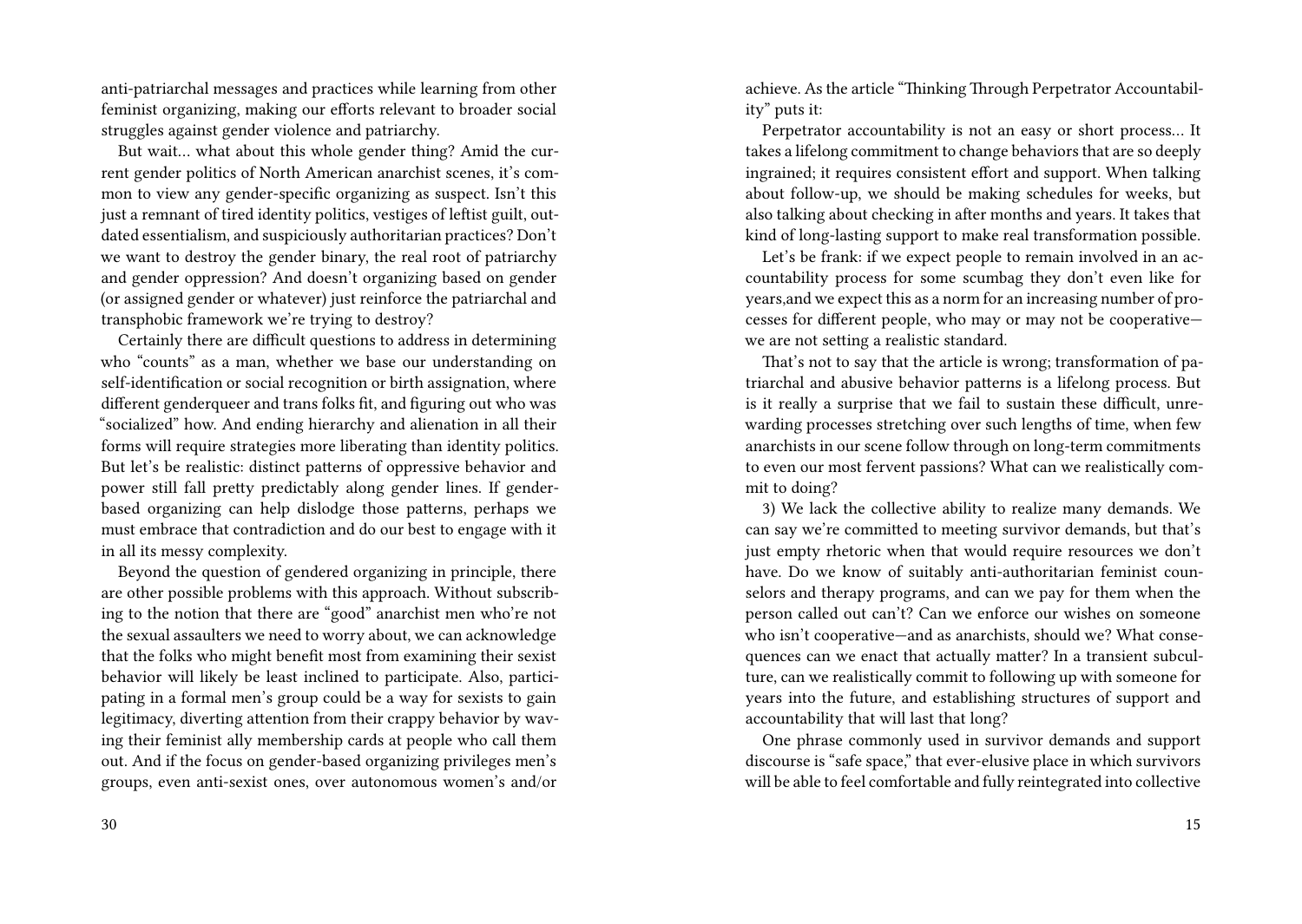anti-patriarchal messages and practices while learning from other feminist organizing, making our efforts relevant to broader social struggles against gender violence and patriarchy.

But wait… what about this whole gender thing? Amid the current gender politics of North American anarchist scenes, it's common to view any gender-specific organizing as suspect. Isn't this just a remnant of tired identity politics, vestiges of leftist guilt, outdated essentialism, and suspiciously authoritarian practices? Don't we want to destroy the gender binary, the real root of patriarchy and gender oppression? And doesn't organizing based on gender (or assigned gender or whatever) just reinforce the patriarchal and transphobic framework we're trying to destroy?

Certainly there are difficult questions to address in determining who "counts" as a man, whether we base our understanding on self-identification or social recognition or birth assignation, where different genderqueer and trans folks fit, and figuring out who was "socialized" how. And ending hierarchy and alienation in all their forms will require strategies more liberating than identity politics. But let's be realistic: distinct patterns of oppressive behavior and power still fall pretty predictably along gender lines. If gender-based organizing can help dislodge those patterns, perhaps we must embrace that contradiction and do our best to engage with it in all its messy complexity.

Beyond the question of gendered organizing in principle, there are other possible problems with this approach. Without subscribing to the notion that there are "good" anarchist men who're not the sexual assaulters we need to worry about, we can acknowledge that the folks who might benefit most from examining their sexist behavior will likely be least inclined to participate. Also, participating in a formal men's group could be a way for sexists to gain legitimacy, diverting attention from their crappy behavior by waving their feminist ally membership cards at people who call them out. And if the focus on gender-based organizing privileges men's groups, even anti-sexist ones, over autonomous women's and/or

achieve. As the article "Thinking Through Perpetrator Accountability" puts it:

Perpetrator accountability is not an easy or short process… It takes a lifelong commitment to change behaviors that are so deeply ingrained; it requires consistent effort and support. When talking about follow-up, we should be making schedules for weeks, but also talking about checking in after months and years. It takes that kind of long-lasting support to make real transformation possible.

Let's be frank: if we expect people to remain involved in an accountability process for some scumbag they don't even like for years,and we expect this as a norm for an increasing number of processes for different people, who may or may not be cooperative—we are not setting a realistic standard.

That's not to say that the article is wrong; transformation of patriarchal and abusive behavior patterns is a lifelong process. But is it really a surprise that we fail to sustain these difficult, unrewarding processes stretching over such lengths of time, when few anarchists in our scene follow through on long-term commitments to even our most fervent passions? What can we realistically commit to doing?

3) We lack the collective ability to realize many demands. We can say we're committed to meeting survivor demands, but that's just empty rhetoric when that would require resources we don't have. Do we know of suitably anti-authoritarian feminist counselors and therapy programs, and can we pay for them when the person called out can't? Can we enforce our wishes on someone who isn't cooperative—and as anarchists, should we? What consequences can we enact that actually matter? In a transient subculture, can we realistically commit to following up with someone for years into the future, and establishing structures of support and accountability that will last that long?

One phrase commonly used in survivor demands and support discourse is "safe space," that ever-elusive place in which survivors will be able to feel comfortable and fully reintegrated into collective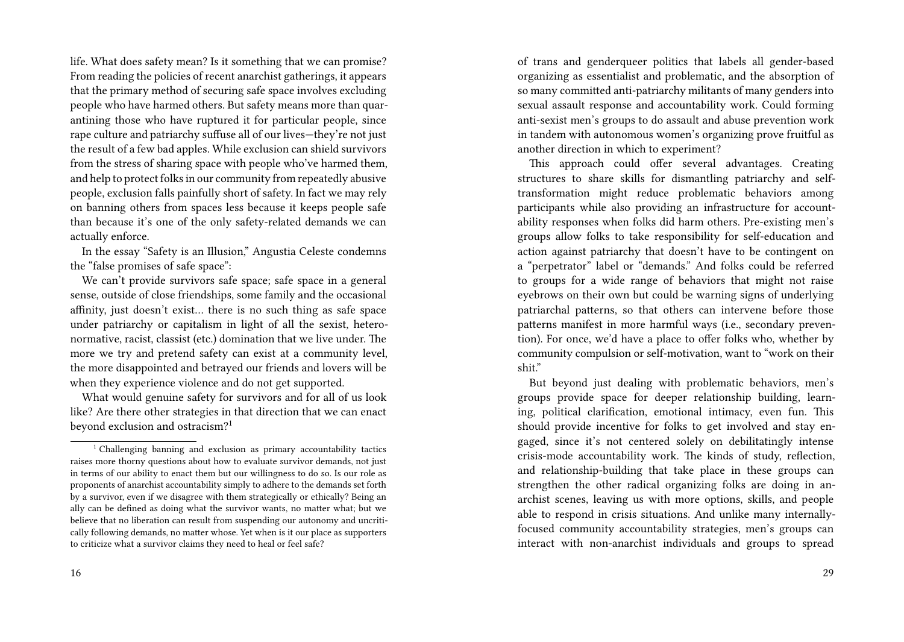life. What does safety mean? Is it something that we can promise? From reading the policies of recent anarchist gatherings, it appears that the primary method of securing safe space involves excluding people who have harmed others. But safety means more than quarantining those who have ruptured it for particular people, since rape culture and patriarchy suffuse all of our lives—they're not just the result of a few bad apples. While exclusion can shield survivors from the stress of sharing space with people who've harmed them, and help to protect folks in our community from repeatedly abusive people, exclusion falls painfully short of safety. In fact we may rely on banning others from spaces less because it keeps people safe than because it's one of the only safety-related demands we can actually enforce.

In the essay "Safety is an Illusion," Angustia Celeste condemns the "false promises of safe space":

We can't provide survivors safe space; safe space in a general sense, outside of close friendships, some family and the occasional affinity, just doesn't exist… there is no such thing as safe space under patriarchy or capitalism in light of all the sexist, heteronormative, racist, classist (etc.) domination that we live under. The more we try and pretend safety can exist at a community level, the more disappointed and betrayed our friends and lovers will be when they experience violence and do not get supported.

What would genuine safety for survivors and for all of us look like? Are there other strategies in that direction that we can enact beyond exclusion and ostracism?[1]

[1] Challenging banning and exclusion as primary accountability tactics raises more thorny questions about how to evaluate survivor demands, not just in terms of our ability to enact them but our willingness to do so. Is our role as proponents of anarchist accountability simply to adhere to the demands set forth by a survivor, even if we disagree with them strategically or ethically? Being an ally can be defined as doing what the survivor wants, no matter what; but we believe that no liberation can result from suspending our autonomy and uncritically following demands, no matter whose. Yet when is it our place as supporters to criticize what a survivor claims they need to heal or feel safe?

of trans and genderqueer politics that labels all gender-based organizing as essentialist and problematic, and the absorption of so many committed anti-patriarchy militants of many genders into sexual assault response and accountability work. Could forming anti-sexist men's groups to do assault and abuse prevention work in tandem with autonomous women's organizing prove fruitful as another direction in which to experiment?

This approach could offer several advantages. Creating structures to share skills for dismantling patriarchy and self-transformation might reduce problematic behaviors among participants while also providing an infrastructure for accountability responses when folks did harm others. Pre-existing men's groups allow folks to take responsibility for self-education and action against patriarchy that doesn't have to be contingent on a "perpetrator" label or "demands." And folks could be referred to groups for a wide range of behaviors that might not raise eyebrows on their own but could be warning signs of underlying patriarchal patterns, so that others can intervene before those patterns manifest in more harmful ways (i.e., secondary prevention). For once, we'd have a place to offer folks who, whether by community compulsion or self-motivation, want to "work on their shit."

But beyond just dealing with problematic behaviors, men's groups provide space for deeper relationship building, learning, political clarification, emotional intimacy, even fun. This should provide incentive for folks to get involved and stay engaged, since it's not centered solely on debilitatingly intense crisis-mode accountability work. The kinds of study, reflection, and relationship-building that take place in these groups can strengthen the other radical organizing folks are doing in anarchist scenes, leaving us with more options, skills, and people able to respond in crisis situations. And unlike many internally-focused community accountability strategies, men's groups can interact with non-anarchist individuals and groups to spread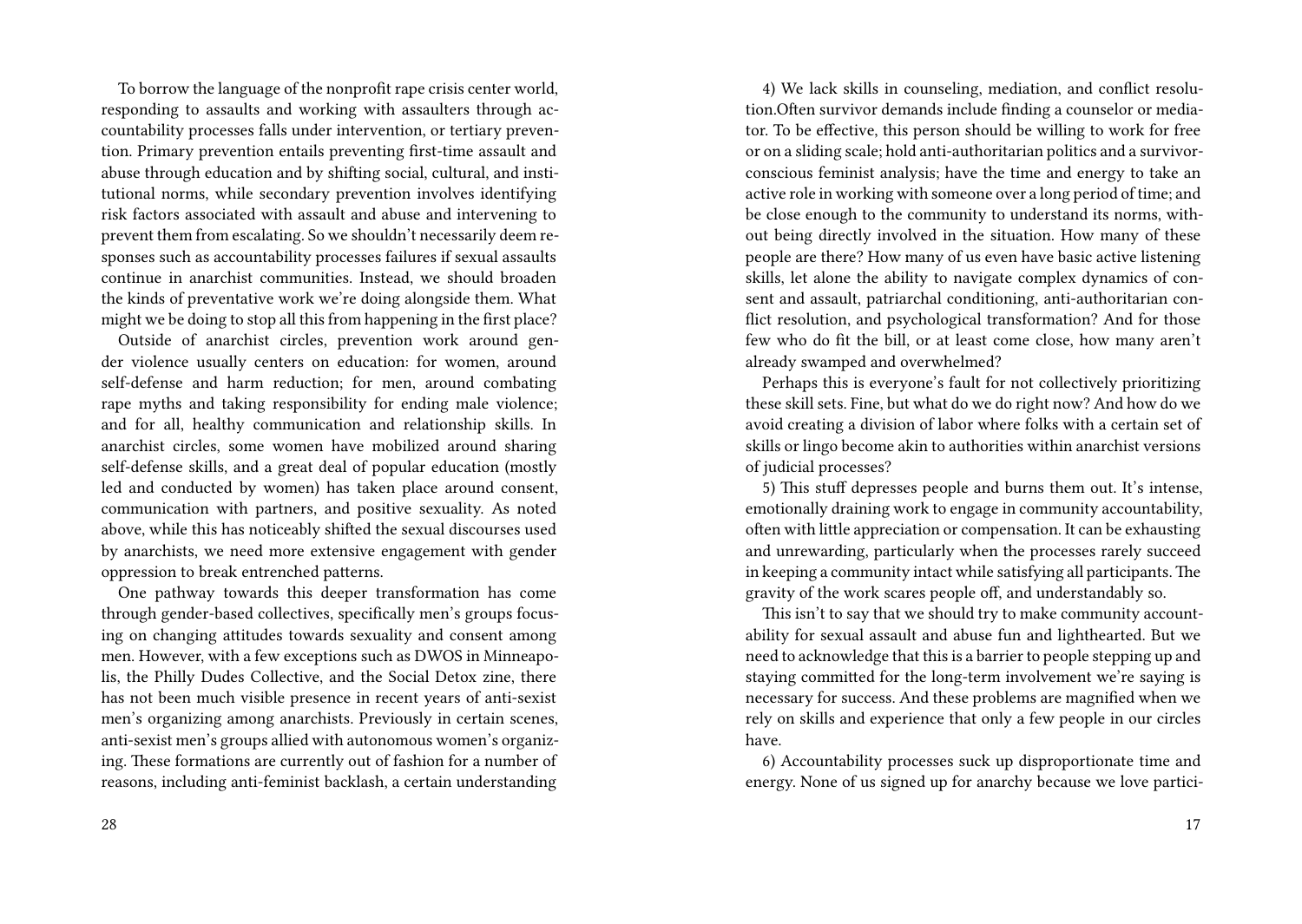To borrow the language of the nonprofit rape crisis center world, responding to assaults and working with assaulters through accountability processes falls under intervention, or tertiary prevention. Primary prevention entails preventing first-time assault and abuse through education and by shifting social, cultural, and institutional norms, while secondary prevention involves identifying risk factors associated with assault and abuse and intervening to prevent them from escalating. So we shouldn't necessarily deem responses such as accountability processes failures if sexual assaults continue in anarchist communities. Instead, we should broaden the kinds of preventative work we're doing alongside them. What might we be doing to stop all this from happening in the first place?

Outside of anarchist circles, prevention work around gender violence usually centers on education: for women, around self-defense and harm reduction; for men, around combating rape myths and taking responsibility for ending male violence; and for all, healthy communication and relationship skills. In anarchist circles, some women have mobilized around sharing self-defense skills, and a great deal of popular education (mostly led and conducted by women) has taken place around consent, communication with partners, and positive sexuality. As noted above, while this has noticeably shifted the sexual discourses used by anarchists, we need more extensive engagement with gender oppression to break entrenched patterns.

One pathway towards this deeper transformation has come through gender-based collectives, specifically men's groups focusing on changing attitudes towards sexuality and consent among men. However, with a few exceptions such as DWOS in Minneapolis, the Philly Dudes Collective, and the Social Detox zine, there has not been much visible presence in recent years of anti-sexist men's organizing among anarchists. Previously in certain scenes, anti-sexist men's groups allied with autonomous women's organizing. These formations are currently out of fashion for a number of reasons, including anti-feminist backlash, a certain understanding

4) We lack skills in counseling, mediation, and conflict resolution.Often survivor demands include finding a counselor or mediator. To be effective, this person should be willing to work for free or on a sliding scale; hold anti-authoritarian politics and a survivor-conscious feminist analysis; have the time and energy to take an active role in working with someone over a long period of time; and be close enough to the community to understand its norms, without being directly involved in the situation. How many of these people are there? How many of us even have basic active listening skills, let alone the ability to navigate complex dynamics of consent and assault, patriarchal conditioning, anti-authoritarian conflict resolution, and psychological transformation? And for those few who do fit the bill, or at least come close, how many aren't already swamped and overwhelmed?

Perhaps this is everyone's fault for not collectively prioritizing these skill sets. Fine, but what do we do right now? And how do we avoid creating a division of labor where folks with a certain set of skills or lingo become akin to authorities within anarchist versions of judicial processes?

5) This stuff depresses people and burns them out. It's intense, emotionally draining work to engage in community accountability, often with little appreciation or compensation. It can be exhausting and unrewarding, particularly when the processes rarely succeed in keeping a community intact while satisfying all participants. The gravity of the work scares people off, and understandably so.

This isn't to say that we should try to make community accountability for sexual assault and abuse fun and lighthearted. But we need to acknowledge that this is a barrier to people stepping up and staying committed for the long-term involvement we're saying is necessary for success. And these problems are magnified when we rely on skills and experience that only a few people in our circles have.

6) Accountability processes suck up disproportionate time and energy. None of us signed up for anarchy because we love partici-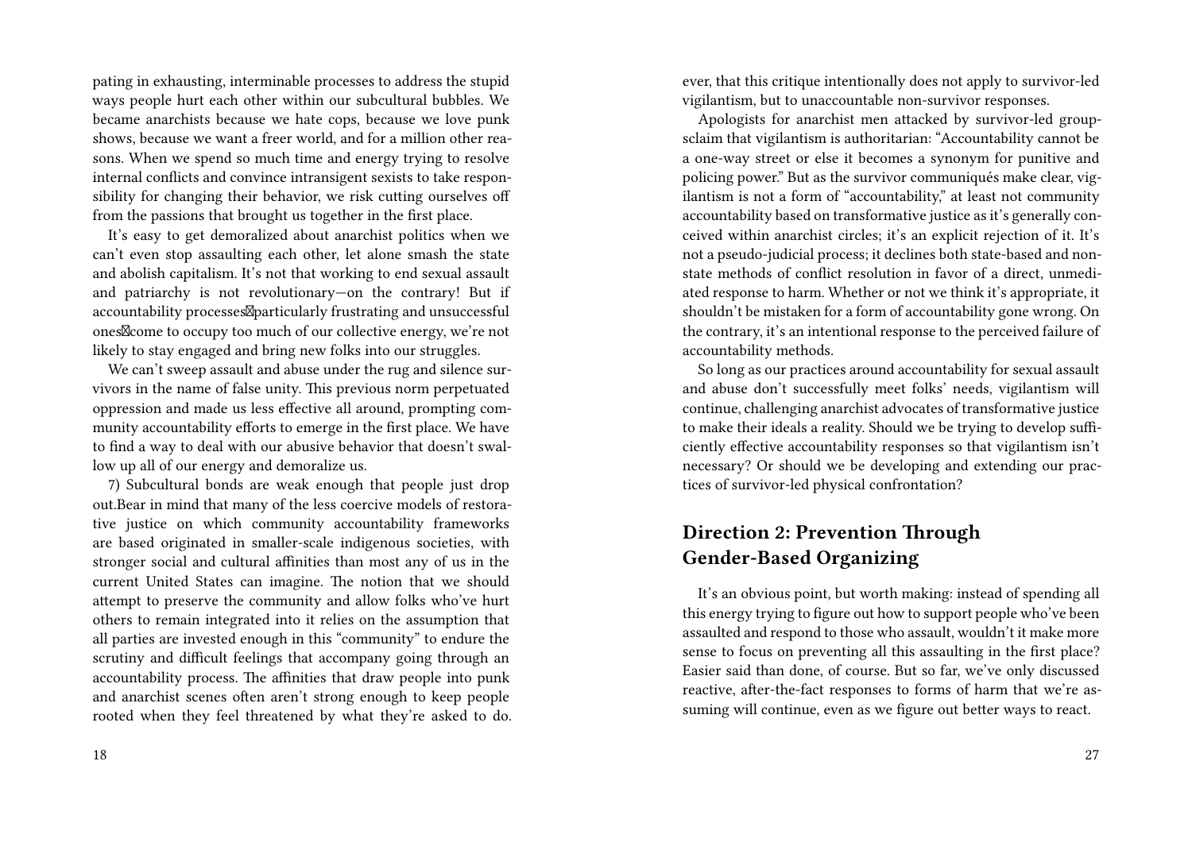pating in exhausting, interminable processes to address the stupid ways people hurt each other within our subcultural bubbles. We became anarchists because we hate cops, because we love punk shows, because we want a freer world, and for a million other reasons. When we spend so much time and energy trying to resolve internal conflicts and convince intransigent sexists to take responsibility for changing their behavior, we risk cutting ourselves off from the passions that brought us together in the first place.

It's easy to get demoralized about anarchist politics when we can't even stop assaulting each other, let alone smash the state and abolish capitalism. It's not that working to end sexual assault and patriarchy is not revolutionary—on the contrary! But if accountability processes—particularly frustrating and unsuccessful ones—come to occupy too much of our collective energy, we're not likely to stay engaged and bring new folks into our struggles.

We can't sweep assault and abuse under the rug and silence survivors in the name of false unity. This previous norm perpetuated oppression and made us less effective all around, prompting community accountability efforts to emerge in the first place. We have to find a way to deal with our abusive behavior that doesn't swallow up all of our energy and demoralize us.

7) Subcultural bonds are weak enough that people just drop out.Bear in mind that many of the less coercive models of restorative justice on which community accountability frameworks are based originated in smaller-scale indigenous societies, with stronger social and cultural affinities than most any of us in the current United States can imagine. The notion that we should attempt to preserve the community and allow folks who've hurt others to remain integrated into it relies on the assumption that all parties are invested enough in this "community" to endure the scrutiny and difficult feelings that accompany going through an accountability process. The affinities that draw people into punk and anarchist scenes often aren't strong enough to keep people rooted when they feel threatened by what they're asked to do.

ever, that this critique intentionally does not apply to survivor-led vigilantism, but to unaccountable non-survivor responses.

Apologists for anarchist men attacked by survivor-led groupsclaim that vigilantism is authoritarian: "Accountability cannot be a one-way street or else it becomes a synonym for punitive and policing power." But as the survivor communiqués make clear, vigilantism is not a form of "accountability," at least not community accountability based on transformative justice as it's generally conceived within anarchist circles; it's an explicit rejection of it. It's not a pseudo-judicial process; it declines both state-based and non-state methods of conflict resolution in favor of a direct, unmediated response to harm. Whether or not we think it's appropriate, it shouldn't be mistaken for a form of accountability gone wrong. On the contrary, it's an intentional response to the perceived failure of accountability methods.

So long as our practices around accountability for sexual assault and abuse don't successfully meet folks' needs, vigilantism will continue, challenging anarchist advocates of transformative justice to make their ideals a reality. Should we be trying to develop sufficiently effective accountability responses so that vigilantism isn't necessary? Or should we be developing and extending our practices of survivor-led physical confrontation?

## Direction 2: Prevention Through Gender-Based Organizing

It's an obvious point, but worth making: instead of spending all this energy trying to figure out how to support people who've been assaulted and respond to those who assault, wouldn't it make more sense to focus on preventing all this assaulting in the first place? Easier said than done, of course. But so far, we've only discussed reactive, after-the-fact responses to forms of harm that we're assuming will continue, even as we figure out better ways to react.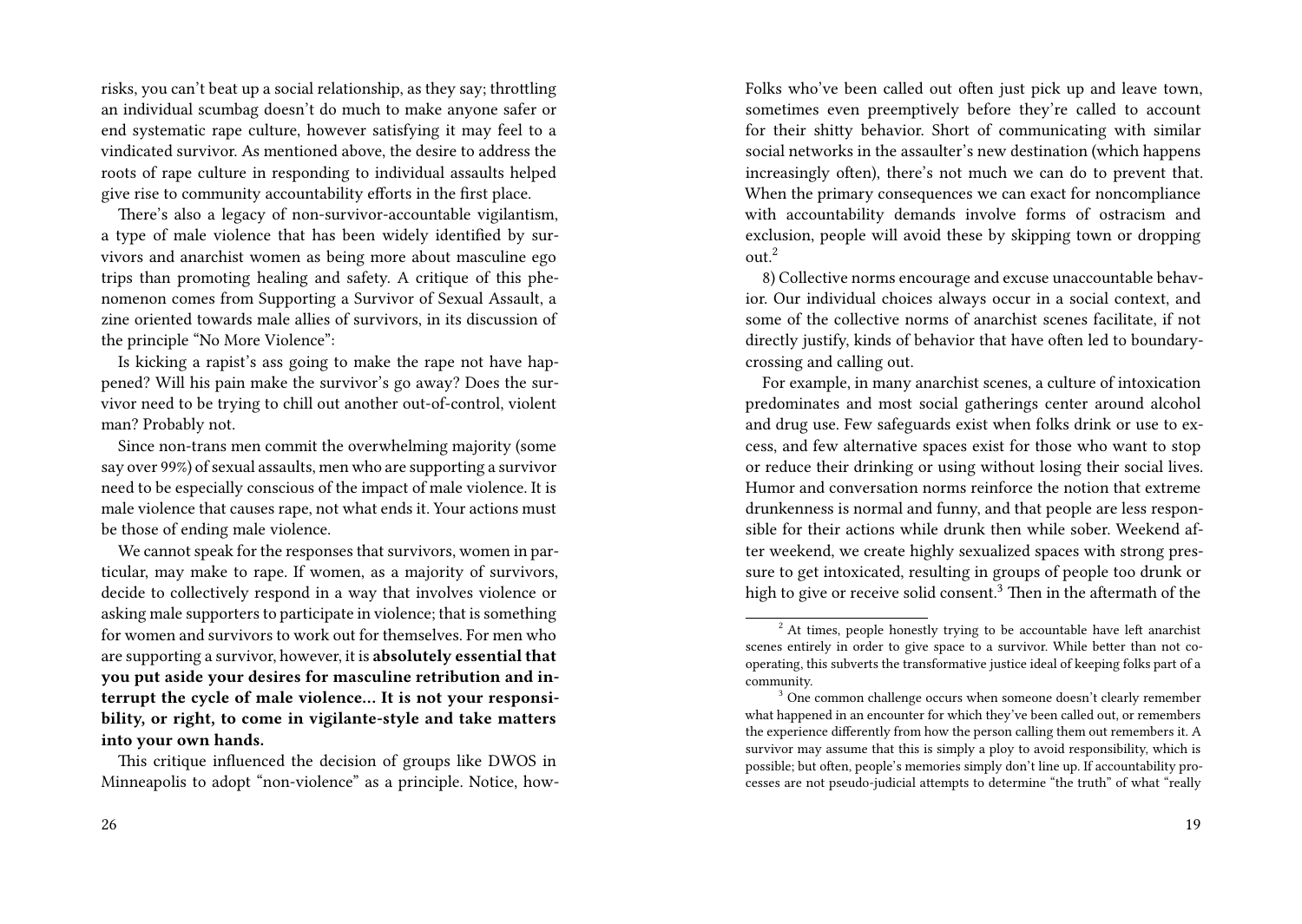risks, you can't beat up a social relationship, as they say; throttling an individual scumbag doesn't do much to make anyone safer or end systematic rape culture, however satisfying it may feel to a vindicated survivor. As mentioned above, the desire to address the roots of rape culture in responding to individual assaults helped give rise to community accountability efforts in the first place.

There's also a legacy of non-survivor-accountable vigilantism, a type of male violence that has been widely identified by survivors and anarchist women as being more about masculine ego trips than promoting healing and safety. A critique of this phenomenon comes from Supporting a Survivor of Sexual Assault, a zine oriented towards male allies of survivors, in its discussion of the principle "No More Violence":

Is kicking a rapist's ass going to make the rape not have happened? Will his pain make the survivor's go away? Does the survivor need to be trying to chill out another out-of-control, violent man? Probably not.

Since non-trans men commit the overwhelming majority (some say over 99%) of sexual assaults, men who are supporting a survivor need to be especially conscious of the impact of male violence. It is male violence that causes rape, not what ends it. Your actions must be those of ending male violence.

We cannot speak for the responses that survivors, women in particular, may make to rape. If women, as a majority of survivors, decide to collectively respond in a way that involves violence or asking male supporters to participate in violence; that is something for women and survivors to work out for themselves. For men who are supporting a survivor, however, it is **absolutely essential that you put aside your desires for masculine retribution and interrupt the cycle of male violence… It is not your responsibility, or right, to come in vigilante-style and take matters into your own hands.**

This critique influenced the decision of groups like DWOS in Minneapolis to adopt "non-violence" as a principle. Notice, how-

Folks who've been called out often just pick up and leave town, sometimes even preemptively before they're called to account for their shitty behavior. Short of communicating with similar social networks in the assaulter's new destination (which happens increasingly often), there's not much we can do to prevent that. When the primary consequences we can exact for noncompliance with accountability demands involve forms of ostracism and exclusion, people will avoid these by skipping town or dropping out.[2]

8) Collective norms encourage and excuse unaccountable behavior. Our individual choices always occur in a social context, and some of the collective norms of anarchist scenes facilitate, if not directly justify, kinds of behavior that have often led to boundary-crossing and calling out.

For example, in many anarchist scenes, a culture of intoxication predominates and most social gatherings center around alcohol and drug use. Few safeguards exist when folks drink or use to excess, and few alternative spaces exist for those who want to stop or reduce their drinking or using without losing their social lives. Humor and conversation norms reinforce the notion that extreme drunkenness is normal and funny, and that people are less responsible for their actions while drunk then while sober. Weekend after weekend, we create highly sexualized spaces with strong pressure to get intoxicated, resulting in groups of people too drunk or high to give or receive solid consent.[3] Then in the aftermath of the

[2] At times, people honestly trying to be accountable have left anarchist scenes entirely in order to give space to a survivor. While better than not cooperating, this subverts the transformative justice ideal of keeping folks part of a community.

[3] One common challenge occurs when someone doesn't clearly remember what happened in an encounter for which they've been called out, or remembers the experience differently from how the person calling them out remembers it. A survivor may assume that this is simply a ploy to avoid responsibility, which is possible; but often, people's memories simply don't line up. If accountability processes are not pseudo-judicial attempts to determine "the truth" of what "really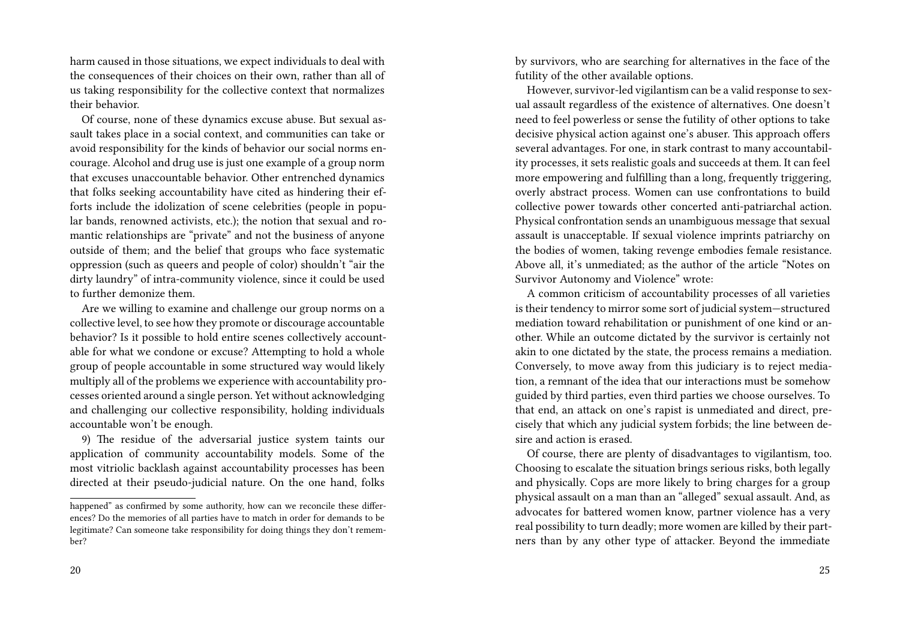harm caused in those situations, we expect individuals to deal with the consequences of their choices on their own, rather than all of us taking responsibility for the collective context that normalizes their behavior.

Of course, none of these dynamics excuse abuse. But sexual assault takes place in a social context, and communities can take or avoid responsibility for the kinds of behavior our social norms encourage. Alcohol and drug use is just one example of a group norm that excuses unaccountable behavior. Other entrenched dynamics that folks seeking accountability have cited as hindering their efforts include the idolization of scene celebrities (people in popular bands, renowned activists, etc.); the notion that sexual and romantic relationships are "private" and not the business of anyone outside of them; and the belief that groups who face systematic oppression (such as queers and people of color) shouldn't "air the dirty laundry" of intra-community violence, since it could be used to further demonize them.

Are we willing to examine and challenge our group norms on a collective level, to see how they promote or discourage accountable behavior? Is it possible to hold entire scenes collectively accountable for what we condone or excuse? Attempting to hold a whole group of people accountable in some structured way would likely multiply all of the problems we experience with accountability processes oriented around a single person. Yet without acknowledging and challenging our collective responsibility, holding individuals accountable won't be enough.

9) The residue of the adversarial justice system taints our application of community accountability models. Some of the most vitriolic backlash against accountability processes has been directed at their pseudo-judicial nature. On the one hand, folks

happened" as confirmed by some authority, how can we reconcile these differences? Do the memories of all parties have to match in order for demands to be legitimate? Can someone take responsibility for doing things they don't remember?

by survivors, who are searching for alternatives in the face of the futility of the other available options.

However, survivor-led vigilantism can be a valid response to sexual assault regardless of the existence of alternatives. One doesn't need to feel powerless or sense the futility of other options to take decisive physical action against one's abuser. This approach offers several advantages. For one, in stark contrast to many accountability processes, it sets realistic goals and succeeds at them. It can feel more empowering and fulfilling than a long, frequently triggering, overly abstract process. Women can use confrontations to build collective power towards other concerted anti-patriarchal action. Physical confrontation sends an unambiguous message that sexual assault is unacceptable. If sexual violence imprints patriarchy on the bodies of women, taking revenge embodies female resistance. Above all, it's unmediated; as the author of the article "Notes on Survivor Autonomy and Violence" wrote:

A common criticism of accountability processes of all varieties is their tendency to mirror some sort of judicial system—structured mediation toward rehabilitation or punishment of one kind or another. While an outcome dictated by the survivor is certainly not akin to one dictated by the state, the process remains a mediation. Conversely, to move away from this judiciary is to reject mediation, a remnant of the idea that our interactions must be somehow guided by third parties, even third parties we choose ourselves. To that end, an attack on one's rapist is unmediated and direct, precisely that which any judicial system forbids; the line between desire and action is erased.

Of course, there are plenty of disadvantages to vigilantism, too. Choosing to escalate the situation brings serious risks, both legally and physically. Cops are more likely to bring charges for a group physical assault on a man than an "alleged" sexual assault. And, as advocates for battered women know, partner violence has a very real possibility to turn deadly; more women are killed by their partners than by any other type of attacker. Beyond the immediate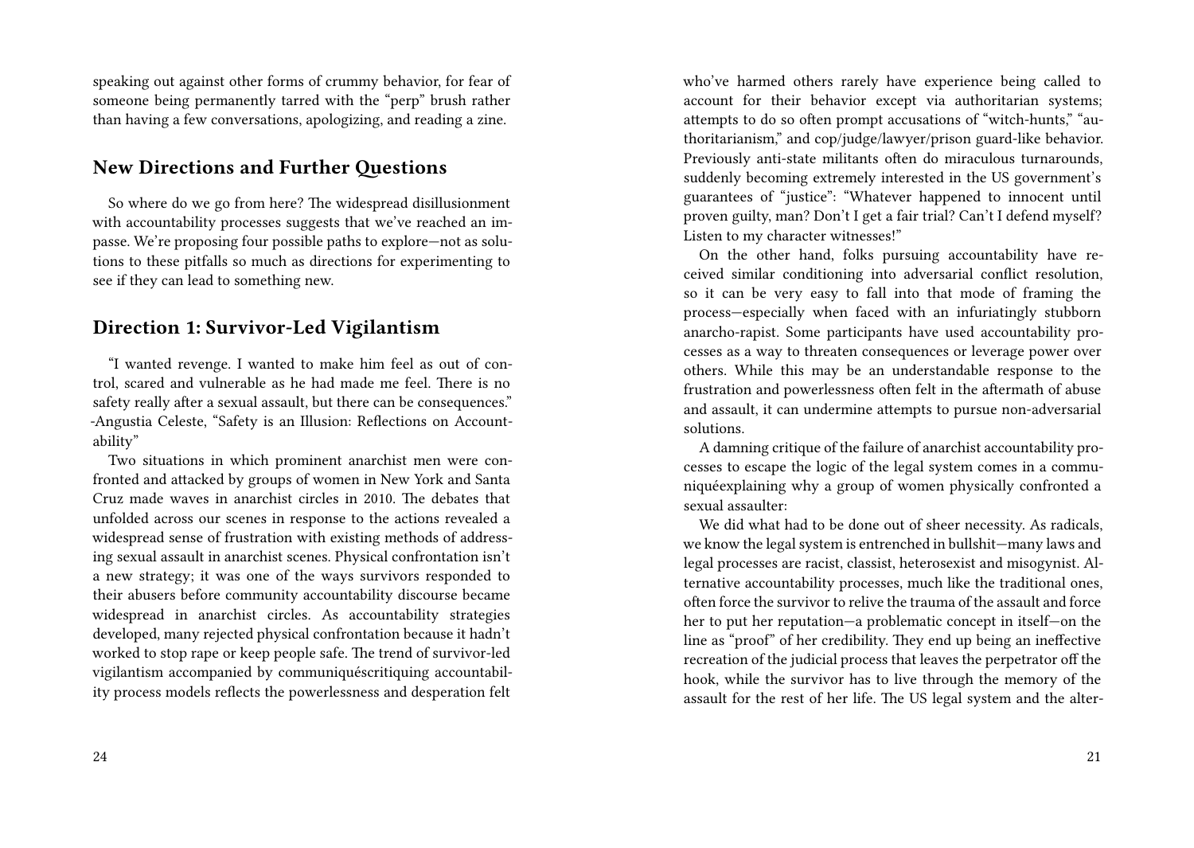speaking out against other forms of crummy behavior, for fear of someone being permanently tarred with the "perp" brush rather than having a few conversations, apologizing, and reading a zine.

## New Directions and Further Questions

So where do we go from here? The widespread disillusionment with accountability processes suggests that we've reached an impasse. We're proposing four possible paths to explore—not as solutions to these pitfalls so much as directions for experimenting to see if they can lead to something new.

## Direction 1: Survivor-Led Vigilantism

"I wanted revenge. I wanted to make him feel as out of control, scared and vulnerable as he had made me feel. There is no safety really after a sexual assault, but there can be consequences." -Angustia Celeste, "Safety is an Illusion: Reflections on Accountability"

Two situations in which prominent anarchist men were confronted and attacked by groups of women in New York and Santa Cruz made waves in anarchist circles in 2010. The debates that unfolded across our scenes in response to the actions revealed a widespread sense of frustration with existing methods of addressing sexual assault in anarchist scenes. Physical confrontation isn't a new strategy; it was one of the ways survivors responded to their abusers before community accountability discourse became widespread in anarchist circles. As accountability strategies developed, many rejected physical confrontation because it hadn't worked to stop rape or keep people safe. The trend of survivor-led vigilantism accompanied by communiquéscritiquing accountability process models reflects the powerlessness and desperation felt

who've harmed others rarely have experience being called to account for their behavior except via authoritarian systems; attempts to do so often prompt accusations of "witch-hunts," "authoritarianism," and cop/judge/lawyer/prison guard-like behavior. Previously anti-state militants often do miraculous turnarounds, suddenly becoming extremely interested in the US government's guarantees of "justice": "Whatever happened to innocent until proven guilty, man? Don't I get a fair trial? Can't I defend myself? Listen to my character witnesses!"

On the other hand, folks pursuing accountability have received similar conditioning into adversarial conflict resolution, so it can be very easy to fall into that mode of framing the process—especially when faced with an infuriatingly stubborn anarcho-rapist. Some participants have used accountability processes as a way to threaten consequences or leverage power over others. While this may be an understandable response to the frustration and powerlessness often felt in the aftermath of abuse and assault, it can undermine attempts to pursue non-adversarial solutions.

A damning critique of the failure of anarchist accountability processes to escape the logic of the legal system comes in a communiquéexplaining why a group of women physically confronted a sexual assaulter:

We did what had to be done out of sheer necessity. As radicals, we know the legal system is entrenched in bullshit—many laws and legal processes are racist, classist, heterosexist and misogynist. Alternative accountability processes, much like the traditional ones, often force the survivor to relive the trauma of the assault and force her to put her reputation—a problematic concept in itself—on the line as "proof" of her credibility. They end up being an ineffective recreation of the judicial process that leaves the perpetrator off the hook, while the survivor has to live through the memory of the assault for the rest of her life. The US legal system and the alter-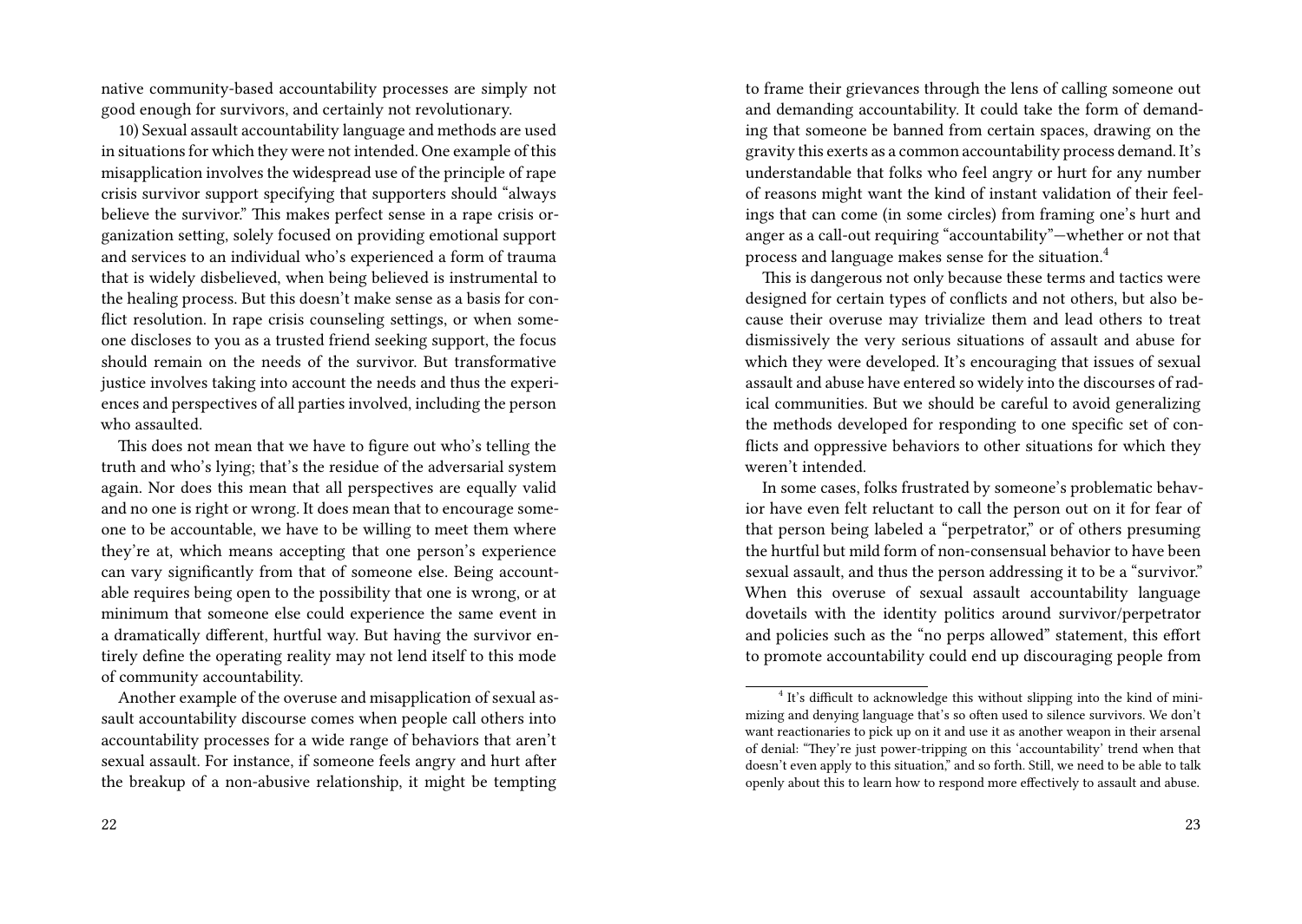native community-based accountability processes are simply not good enough for survivors, and certainly not revolutionary.

10) Sexual assault accountability language and methods are used in situations for which they were not intended. One example of this misapplication involves the widespread use of the principle of rape crisis survivor support specifying that supporters should "always believe the survivor." This makes perfect sense in a rape crisis organization setting, solely focused on providing emotional support and services to an individual who's experienced a form of trauma that is widely disbelieved, when being believed is instrumental to the healing process. But this doesn't make sense as a basis for conflict resolution. In rape crisis counseling settings, or when someone discloses to you as a trusted friend seeking support, the focus should remain on the needs of the survivor. But transformative justice involves taking into account the needs and thus the experiences and perspectives of all parties involved, including the person who assaulted.

This does not mean that we have to figure out who's telling the truth and who's lying; that's the residue of the adversarial system again. Nor does this mean that all perspectives are equally valid and no one is right or wrong. It does mean that to encourage someone to be accountable, we have to be willing to meet them where they're at, which means accepting that one person's experience can vary significantly from that of someone else. Being accountable requires being open to the possibility that one is wrong, or at minimum that someone else could experience the same event in a dramatically different, hurtful way. But having the survivor entirely define the operating reality may not lend itself to this mode of community accountability.

Another example of the overuse and misapplication of sexual assault accountability discourse comes when people call others into accountability processes for a wide range of behaviors that aren't sexual assault. For instance, if someone feels angry and hurt after the breakup of a non-abusive relationship, it might be tempting to frame their grievances through the lens of calling someone out and demanding accountability. It could take the form of demanding that someone be banned from certain spaces, drawing on the gravity this exerts as a common accountability process demand. It's understandable that folks who feel angry or hurt for any number of reasons might want the kind of instant validation of their feelings that can come (in some circles) from framing one's hurt and anger as a call-out requiring "accountability"—whether or not that process and language makes sense for the situation.[4]

This is dangerous not only because these terms and tactics were designed for certain types of conflicts and not others, but also because their overuse may trivialize them and lead others to treat dismissively the very serious situations of assault and abuse for which they were developed. It's encouraging that issues of sexual assault and abuse have entered so widely into the discourses of radical communities. But we should be careful to avoid generalizing the methods developed for responding to one specific set of conflicts and oppressive behaviors to other situations for which they weren't intended.

In some cases, folks frustrated by someone's problematic behavior have even felt reluctant to call the person out on it for fear of that person being labeled a "perpetrator," or of others presuming the hurtful but mild form of non-consensual behavior to have been sexual assault, and thus the person addressing it to be a "survivor." When this overuse of sexual assault accountability language dovetails with the identity politics around survivor/perpetrator and policies such as the "no perps allowed" statement, this effort to promote accountability could end up discouraging people from

[4] It's difficult to acknowledge this without slipping into the kind of minimizing and denying language that's so often used to silence survivors. We don't want reactionaries to pick up on it and use it as another weapon in their arsenal of denial: "They're just power-tripping on this 'accountability' trend when that doesn't even apply to this situation," and so forth. Still, we need to be able to talk openly about this to learn how to respond more effectively to assault and abuse.